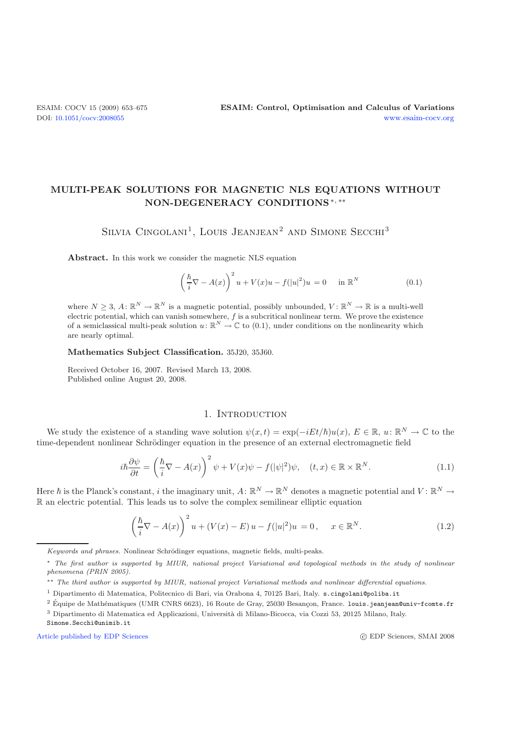# MULTI-PEAK SOLUTIONS FOR MAGNETIC NLS EQUATIONS WITHOUT NON-DEGENERACY CONDITIONS [*, **]

Silvia Cingolani[1], Louis Jeanjean[2] and Simone Secchi[3]

**Abstract.** In this work we consider the magnetic NLS equation

$$\left(\frac{\hbar}{i}\nabla - A(x)\right)^2 u + V(x)u - f(|u|^2)u = 0 \quad \text{in } \mathbb{R}^N \tag{0.1}$$

where $N \geq 3$, $A\colon \mathbb{R}^N \to \mathbb{R}^N$ is a magnetic potential, possibly unbounded, $V\colon \mathbb{R}^N \to \mathbb{R}$ is a multi-well electric potential, which can vanish somewhere, $f$ is a subcritical nonlinear term. We prove the existence of a semiclassical multi-peak solution $u\colon \mathbb{R}^N \to \mathbb{C}$ to (0.1), under conditions on the nonlinearity which are nearly optimal.

**Mathematics Subject Classification.** 35J20, 35J60.

Received October 16, 2007. Revised March 13, 2008.
Published online August 20, 2008.

## 1. Introduction

We study the existence of a standing wave solution $\psi(x,t) = \exp(-iEt/\hbar)u(x)$, $E \in \mathbb{R}$, $u\colon \mathbb{R}^N \to \mathbb{C}$ to the time-dependent nonlinear Schrödinger equation in the presence of an external electromagnetic field

$$i\hbar\frac{\partial \psi}{\partial t} = \left(\frac{\hbar}{i}\nabla - A(x)\right)^2 \psi + V(x)\psi - f(|\psi|^2)\psi, \quad (t,x) \in \mathbb{R} \times \mathbb{R}^N. \tag{1.1}$$

Here $\hbar$ is the Planck's constant, $i$ the imaginary unit, $A\colon \mathbb{R}^N \to \mathbb{R}^N$ denotes a magnetic potential and $V\colon \mathbb{R}^N \to \mathbb{R}$ an electric potential. This leads us to solve the complex semilinear elliptic equation

$$\left(\frac{\hbar}{i}\nabla - A(x)\right)^2 u + (V(x) - E)\, u - f(|u|^2)u = 0\,, \quad x \in \mathbb{R}^N. \tag{1.2}$$

*Keywords and phrases.* Nonlinear Schrödinger equations, magnetic fields, multi-peaks.

[*] *The first author is supported by MIUR, national project Variational and topological methods in the study of nonlinear phenomena (PRIN 2005).*

[**] *The third author is supported by MIUR, national project Variational methods and nonlinear differential equations.*

[1] Dipartimento di Matematica, Politecnico di Bari, via Orabona 4, 70125 Bari, Italy. s.cingolani@poliba.it

[2] Équipe de Mathématiques (UMR CNRS 6623), 16 Route de Gray, 25030 Besançon, France. louis.jeanjean@univ-fcomte.fr

[3] Dipartimento di Matematica ed Applicazioni, Università di Milano-Bicocca, via Cozzi 53, 20125 Milano, Italy. Simone.Secchi@unimib.it

Article published by EDP Sciences © EDP Sciences, SMAI 2008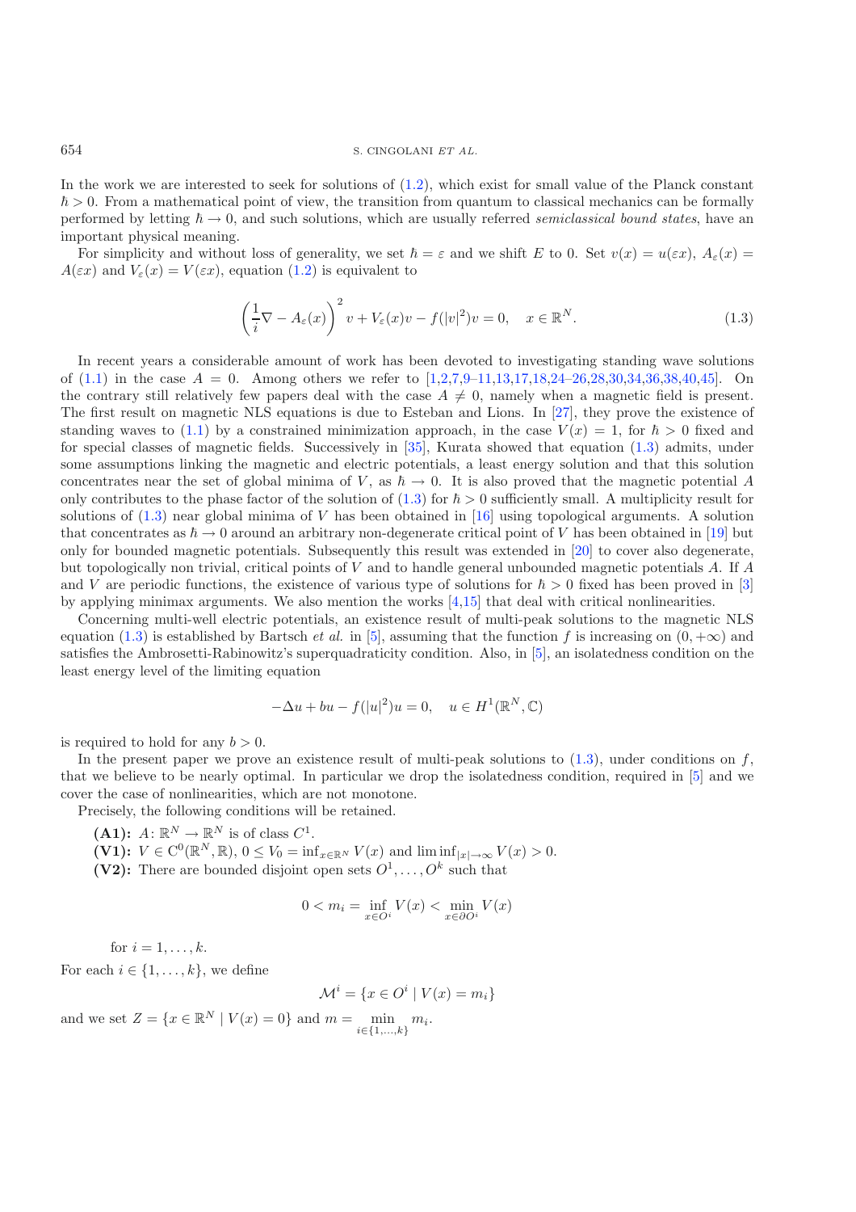In the work we are interested to seek for solutions of (1.2), which exist for small value of the Planck constant $\hbar > 0$. From a mathematical point of view, the transition from quantum to classical mechanics can be formally performed by letting $\hbar \to 0$, and such solutions, which are usually referred *semiclassical bound states*, have an important physical meaning.

For simplicity and without loss of generality, we set $\hbar = \varepsilon$ and we shift $E$ to 0. Set $v(x) = u(\varepsilon x)$, $A_\varepsilon(x) = A(\varepsilon x)$ and $V_\varepsilon(x) = V(\varepsilon x)$, equation (1.2) is equivalent to

$$\left(\frac{1}{i}\nabla - A_\varepsilon(x)\right)^2 v + V_\varepsilon(x)v - f(|v|^2)v = 0, \quad x \in \mathbb{R}^N. \tag{1.3}$$

In recent years a considerable amount of work has been devoted to investigating standing wave solutions of (1.1) in the case $A = 0$. Among others we refer to [1,2,7,9–11,13,17,18,24–26,28,30,34,36,38,40,45]. On the contrary still relatively few papers deal with the case $A \neq 0$, namely when a magnetic field is present. The first result on magnetic NLS equations is due to Esteban and Lions. In [27], they prove the existence of standing waves to (1.1) by a constrained minimization approach, in the case $V(x) = 1$, for $\hbar > 0$ fixed and for special classes of magnetic fields. Successively in [35], Kurata showed that equation (1.3) admits, under some assumptions linking the magnetic and electric potentials, a least energy solution and that this solution concentrates near the set of global minima of $V$, as $\hbar \to 0$. It is also proved that the magnetic potential $A$ only contributes to the phase factor of the solution of (1.3) for $\hbar > 0$ sufficiently small. A multiplicity result for solutions of (1.3) near global minima of $V$ has been obtained in [16] using topological arguments. A solution that concentrates as $\hbar \to 0$ around an arbitrary non-degenerate critical point of $V$ has been obtained in [19] but only for bounded magnetic potentials. Subsequently this result was extended in [20] to cover also degenerate, but topologically non trivial, critical points of $V$ and to handle general unbounded magnetic potentials $A$. If $A$ and $V$ are periodic functions, the existence of various type of solutions for $\hbar > 0$ fixed has been proved in [3] by applying minimax arguments. We also mention the works [4,15] that deal with critical nonlinearities.

Concerning multi-well electric potentials, an existence result of multi-peak solutions to the magnetic NLS equation (1.3) is established by Bartsch *et al.* in [5], assuming that the function $f$ is increasing on $(0, +\infty)$ and satisfies the Ambrosetti-Rabinowitz's superquadraticity condition. Also, in [5], an isolatedness condition on the least energy level of the limiting equation

$$-\Delta u + bu - f(|u|^2)u = 0, \quad u \in H^1(\mathbb{R}^N, \mathbb{C})$$

is required to hold for any $b > 0$.

In the present paper we prove an existence result of multi-peak solutions to (1.3), under conditions on $f$, that we believe to be nearly optimal. In particular we drop the isolatedness condition, required in [5] and we cover the case of nonlinearities, which are not monotone.

Precisely, the following conditions will be retained.

- **(A1):** $A\colon \mathbb{R}^N \to \mathbb{R}^N$ is of class $C^1$.
- **(V1):** $V \in C^0(\mathbb{R}^N, \mathbb{R})$, $0 \le V_0 = \inf_{x\in\mathbb{R}^N} V(x)$ and $\liminf_{|x|\to\infty} V(x) > 0$.
- **(V2):** There are bounded disjoint open sets $O^1, \ldots, O^k$ such that

$$0 < m_i = \inf_{x\in O^i} V(x) < \min_{x\in\partial O^i} V(x)$$

for $i = 1, \ldots, k$.

For each $i \in \{1, \ldots, k\}$, we define

$$\mathcal{M}^i = \{x \in O^i \mid V(x) = m_i\}$$

and we set $Z = \{x \in \mathbb{R}^N \mid V(x) = 0\}$ and $m = \min_{i\in\{1,\ldots,k\}} m_i$.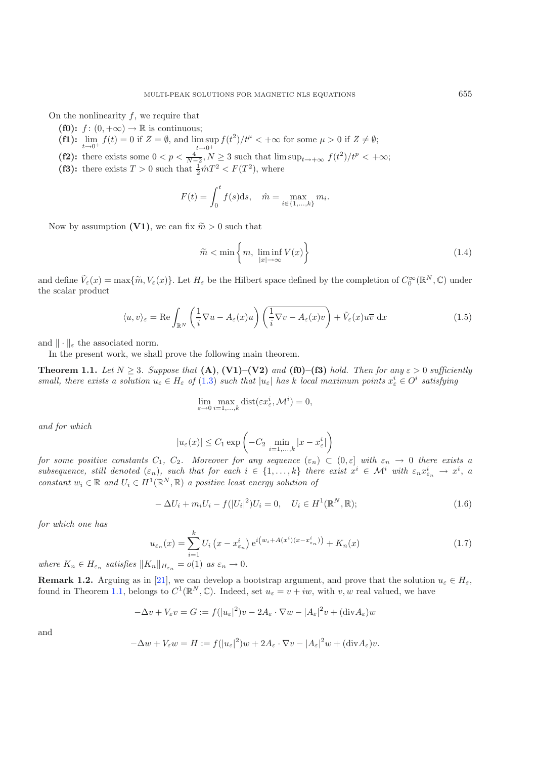On the nonlinearity $f$, we require that

- **(f0):** $f\colon (0,+\infty) \to \mathbb{R}$ is continuous;
- **(f1):** $\lim_{t\to 0^+} f(t) = 0$ if $Z = \emptyset$, and $\limsup_{t\to 0^+} f(t^2)/t^\mu < +\infty$ for some $\mu > 0$ if $Z \neq \emptyset$;
- **(f2):** there exists some $0 < p < \frac{4}{N-2}, N \geq 3$ such that $\limsup_{t\to+\infty} f(t^2)/t^p < +\infty$;
- **(f3):** there exists $T > 0$ such that $\frac{1}{2}\hat{m}T^2 < F(T^2)$, where

$$F(t) = \int_0^t f(s)\mathrm{d}s, \quad \hat{m} = \max_{i\in\{1,\dots,k\}} m_i.$$

Now by assumption **(V1)**, we can fix $\widetilde{m} > 0$ such that

$$\widetilde{m} < \min\left\{m,\ \liminf_{|x|\to\infty} V(x)\right\} \tag{1.4}$$

and define $\tilde{V}_\varepsilon(x) = \max\{\widetilde{m}, V_\varepsilon(x)\}$. Let $H_\varepsilon$ be the Hilbert space defined by the completion of $C_0^\infty(\mathbb{R}^N, \mathbb{C})$ under the scalar product

$$\langle u, v\rangle_\varepsilon = \mathrm{Re}\int_{\mathbb{R}^N} \left(\frac{1}{i}\nabla u - A_\varepsilon(x)u\right)\left(\overline{\frac{1}{i}\nabla v - A_\varepsilon(x)v}\right) + \tilde{V}_\varepsilon(x)u\overline{v}\ \mathrm{d}x \tag{1.5}$$

and $\|\cdot\|_\varepsilon$ the associated norm.

In the present work, we shall prove the following main theorem.

**Theorem 1.1.** *Let $N \geq 3$. Suppose that* **(A)**, **(V1)**–**(V2)** *and* **(f0)**–**(f3)** *hold. Then for any $\varepsilon > 0$ sufficiently small, there exists a solution $u_\varepsilon \in H_\varepsilon$ of* (1.3) *such that $|u_\varepsilon|$ has $k$ local maximum points $x_\varepsilon^i \in O^i$ satisfying*

$$\lim_{\varepsilon\to 0} \max_{i=1,\dots,k} \mathrm{dist}(\varepsilon x_\varepsilon^i, \mathcal{M}^i) = 0,$$

*and for which*

$$|u_\varepsilon(x)| \leq C_1 \exp\left(-C_2 \min_{i=1,\dots,k} |x - x_\varepsilon^i|\right)$$

*for some positive constants $C_1$, $C_2$. Moreover for any sequence $(\varepsilon_n) \subset (0,\varepsilon]$ with $\varepsilon_n \to 0$ there exists a subsequence, still denoted $(\varepsilon_n)$, such that for each $i \in \{1,\dots,k\}$ there exist $x^i \in \mathcal{M}^i$ with $\varepsilon_n x_{\varepsilon_n}^i \to x^i$, a constant $w_i \in \mathbb{R}$ and $U_i \in H^1(\mathbb{R}^N, \mathbb{R})$ a positive least energy solution of*

$$-\Delta U_i + m_i U_i - f(|U_i|^2)U_i = 0, \quad U_i \in H^1(\mathbb{R}^N, \mathbb{R}); \tag{1.6}$$

*for which one has*

$$u_{\varepsilon_n}(x) = \sum_{i=1}^k U_i\left(x - x_{\varepsilon_n}^i\right) \mathrm{e}^{i\left(w_i + A(x^i)(x - x_{\varepsilon_n}^i)\right)} + K_n(x) \tag{1.7}$$

*where $K_n \in H_{\varepsilon_n}$ satisfies $\|K_n\|_{H_{\varepsilon_n}} = o(1)$ as $\varepsilon_n \to 0$.*

**Remark 1.2.** Arguing as in [21], we can develop a bootstrap argument, and prove that the solution $u_\varepsilon \in H_\varepsilon$, found in Theorem 1.1, belongs to $C^1(\mathbb{R}^N, \mathbb{C})$. Indeed, set $u_\varepsilon = v + iw$, with $v, w$ real valued, we have

$$-\Delta v + V_\varepsilon v = G := f(|u_\varepsilon|^2)v - 2A_\varepsilon \cdot \nabla w - |A_\varepsilon|^2 v + (\mathrm{div} A_\varepsilon)w$$

and

$$-\Delta w + V_\varepsilon w = H := f(|u_\varepsilon|^2)w + 2A_\varepsilon \cdot \nabla v - |A_\varepsilon|^2 w + (\mathrm{div} A_\varepsilon)v.$$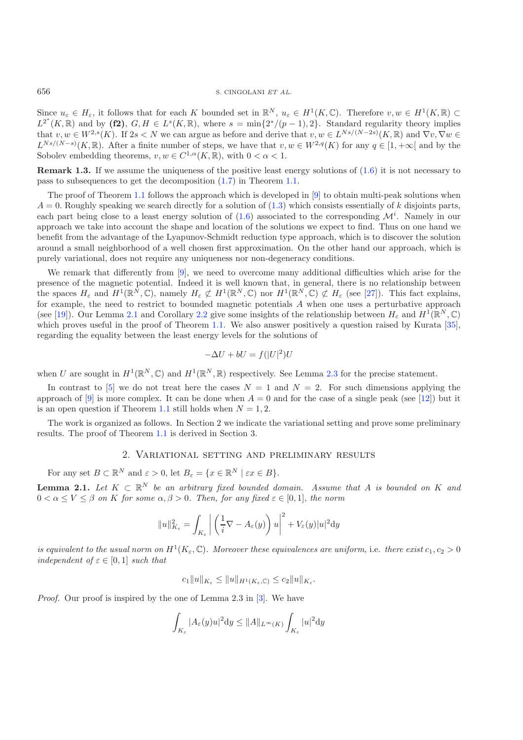Since $u_\varepsilon \in H_\varepsilon$, it follows that for each $K$ bounded set in $\mathbb{R}^N$, $u_\varepsilon \in H^1(K, \mathbb{C})$. Therefore $v, w \in H^1(K, \mathbb{R}) \subset L^{2^*}(K, \mathbb{R})$ and by **(f2)**, $G, H \in L^s(K, \mathbb{R})$, where $s = \min\{2^*/(p-1), 2\}$. Standard regularity theory implies that $v, w \in W^{2,s}(K)$. If $2s < N$ we can argue as before and derive that $v, w \in L^{Ns/(N-2s)}(K, \mathbb{R})$ and $\nabla v, \nabla w \in L^{Ns/(N-s)}(K, \mathbb{R})$. After a finite number of steps, we have that $v, w \in W^{2,q}(K)$ for any $q \in [1, +\infty[$ and by the Sobolev embedding theorems, $v, w \in C^{1,\alpha}(K, \mathbb{R})$, with $0 < \alpha < 1$.

**Remark 1.3.** If we assume the uniqueness of the positive least energy solutions of (1.6) it is not necessary to pass to subsequences to get the decomposition (1.7) in Theorem 1.1.

The proof of Theorem 1.1 follows the approach which is developed in [9] to obtain multi-peak solutions when $A = 0$. Roughly speaking we search directly for a solution of (1.3) which consists essentially of $k$ disjoints parts, each part being close to a least energy solution of (1.6) associated to the corresponding $\mathcal{M}^i$. Namely in our approach we take into account the shape and location of the solutions we expect to find. Thus on one hand we benefit from the advantage of the Lyapunov-Schmidt reduction type approach, which is to discover the solution around a small neighborhood of a well chosen first approximation. On the other hand our approach, which is purely variational, does not require any uniqueness nor non-degeneracy conditions.

We remark that differently from [9], we need to overcome many additional difficulties which arise for the presence of the magnetic potential. Indeed it is well known that, in general, there is no relationship between the spaces $H_\varepsilon$ and $H^1(\mathbb{R}^N, \mathbb{C})$, namely $H_\varepsilon \not\subset H^1(\mathbb{R}^N, \mathbb{C})$ nor $H^1(\mathbb{R}^N, \mathbb{C}) \not\subset H_\varepsilon$ (see [27]). This fact explains, for example, the need to restrict to bounded magnetic potentials $A$ when one uses a perturbative approach (see [19]). Our Lemma 2.1 and Corollary 2.2 give some insights of the relationship between $H_\varepsilon$ and $H^1(\mathbb{R}^N, \mathbb{C})$ which proves useful in the proof of Theorem 1.1. We also answer positively a question raised by Kurata [35], regarding the equality between the least energy levels for the solutions of

$$-\Delta U + bU = f(|U|^2)U$$

when $U$ are sought in $H^1(\mathbb{R}^N, \mathbb{C})$ and $H^1(\mathbb{R}^N, \mathbb{R})$ respectively. See Lemma 2.3 for the precise statement.

In contrast to [5] we do not treat here the cases $N = 1$ and $N = 2$. For such dimensions applying the approach of [9] is more complex. It can be done when $A = 0$ and for the case of a single peak (see [12]) but it is an open question if Theorem 1.1 still holds when $N = 1, 2$.

The work is organized as follows. In Section 2 we indicate the variational setting and prove some preliminary results. The proof of Theorem 1.1 is derived in Section 3.

## 2. Variational setting and preliminary results

For any set $B \subset \mathbb{R}^N$ and $\varepsilon > 0$, let $B_\varepsilon = \{x \in \mathbb{R}^N \mid \varepsilon x \in B\}$.

**Lemma 2.1.** *Let $K \subset \mathbb{R}^N$ be an arbitrary fixed bounded domain. Assume that $A$ is bounded on $K$ and $0 < \alpha \le V \le \beta$ on $K$ for some $\alpha, \beta > 0$. Then, for any fixed $\varepsilon \in [0, 1]$, the norm*

$$\|u\|_{K_\varepsilon}^2 = \int_{K_\varepsilon} \left| \left( \frac{1}{i}\nabla - A_\varepsilon(y) \right) u \right|^2 + V_\varepsilon(y)|u|^2 \mathrm{d}y$$

*is equivalent to the usual norm on $H^1(K_\varepsilon, \mathbb{C})$. Moreover these equivalences are uniform,* i.e. *there exist $c_1, c_2 > 0$ independent of $\varepsilon \in [0, 1]$ such that*

$$c_1 \|u\|_{K_\varepsilon} \le \|u\|_{H^1(K_\varepsilon, \mathbb{C})} \le c_2 \|u\|_{K_\varepsilon}.$$

*Proof.* Our proof is inspired by the one of Lemma 2.3 in [3]. We have

$$\int_{K_\varepsilon} |A_\varepsilon(y)u|^2 \mathrm{d}y \le \|A\|_{L^\infty(K)} \int_{K_\varepsilon} |u|^2 \mathrm{d}y$$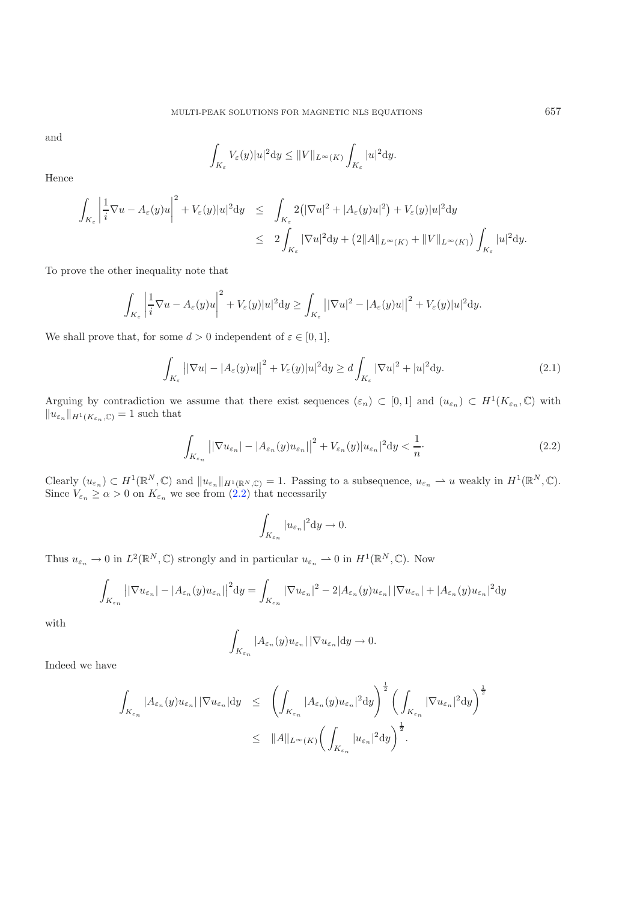and

$$\int_{K_\varepsilon} V_\varepsilon(y)|u|^2 \mathrm{d}y \leq \|V\|_{L^\infty(K)} \int_{K_\varepsilon} |u|^2 \mathrm{d}y.$$

Hence

$$\begin{aligned}
\int_{K_\varepsilon} \left| \frac{1}{i}\nabla u - A_\varepsilon(y)u \right|^2 + V_\varepsilon(y)|u|^2 \mathrm{d}y &\leq \int_{K_\varepsilon} 2\big(|\nabla u|^2 + |A_\varepsilon(y)u|^2\big) + V_\varepsilon(y)|u|^2 \mathrm{d}y \\
&\leq 2\int_{K_\varepsilon} |\nabla u|^2 \mathrm{d}y + \big(2\|A\|_{L^\infty(K)} + \|V\|_{L^\infty(K)}\big) \int_{K_\varepsilon} |u|^2 \mathrm{d}y.
\end{aligned}$$

To prove the other inequality note that

$$\int_{K_\varepsilon} \left| \frac{1}{i}\nabla u - A_\varepsilon(y)u \right|^2 + V_\varepsilon(y)|u|^2 \mathrm{d}y \geq \int_{K_\varepsilon} \big| |\nabla u|^2 - |A_\varepsilon(y)u| \big|^2 + V_\varepsilon(y)|u|^2 \mathrm{d}y.$$

We shall prove that, for some $d > 0$ independent of $\varepsilon \in [0,1]$,

$$\int_{K_\varepsilon} \big| |\nabla u| - |A_\varepsilon(y)u| \big|^2 + V_\varepsilon(y)|u|^2 \mathrm{d}y \geq d \int_{K_\varepsilon} |\nabla u|^2 + |u|^2 \mathrm{d}y. \tag{2.1}$$

Arguing by contradiction we assume that there exist sequences $(\varepsilon_n) \subset [0,1]$ and $(u_{\varepsilon_n}) \subset H^1(K_{\varepsilon_n}, \mathbb{C})$ with $\|u_{\varepsilon_n}\|_{H^1(K_{\varepsilon_n}, \mathbb{C})} = 1$ such that

$$\int_{K_{\varepsilon_n}} \big| |\nabla u_{\varepsilon_n}| - |A_{\varepsilon_n}(y)u_{\varepsilon_n}| \big|^2 + V_{\varepsilon_n}(y)|u_{\varepsilon_n}|^2 \mathrm{d}y < \frac{1}{n}\cdot \tag{2.2}$$

Clearly $(u_{\varepsilon_n}) \subset H^1(\mathbb{R}^N, \mathbb{C})$ and $\|u_{\varepsilon_n}\|_{H^1(\mathbb{R}^N, \mathbb{C})} = 1$. Passing to a subsequence, $u_{\varepsilon_n} \rightharpoonup u$ weakly in $H^1(\mathbb{R}^N, \mathbb{C})$. Since $V_{\varepsilon_n} \geq \alpha > 0$ on $K_{\varepsilon_n}$ we see from (2.2) that necessarily

$$\int_{K_{\varepsilon_n}} |u_{\varepsilon_n}|^2 \mathrm{d}y \to 0.$$

Thus $u_{\varepsilon_n} \to 0$ in $L^2(\mathbb{R}^N, \mathbb{C})$ strongly and in particular $u_{\varepsilon_n} \rightharpoonup 0$ in $H^1(\mathbb{R}^N, \mathbb{C})$. Now

$$\int_{K_{\varepsilon_n}} \big| |\nabla u_{\varepsilon_n}| - |A_{\varepsilon_n}(y)u_{\varepsilon_n}| \big|^2 \mathrm{d}y = \int_{K_{\varepsilon_n}} |\nabla u_{\varepsilon_n}|^2 - 2|A_{\varepsilon_n}(y)u_{\varepsilon_n}|\,|\nabla u_{\varepsilon_n}| + |A_{\varepsilon_n}(y)u_{\varepsilon_n}|^2 \mathrm{d}y$$

with

$$\int_{K_{\varepsilon_n}} |A_{\varepsilon_n}(y)u_{\varepsilon_n}|\,|\nabla u_{\varepsilon_n}| \mathrm{d}y \to 0.$$

Indeed we have

$$\begin{aligned}
\int_{K_{\varepsilon_n}} |A_{\varepsilon_n}(y)u_{\varepsilon_n}|\,|\nabla u_{\varepsilon_n}| \mathrm{d}y &\leq \left( \int_{K_{\varepsilon_n}} |A_{\varepsilon_n}(y)u_{\varepsilon_n}|^2 \mathrm{d}y \right)^{\frac{1}{2}} \left( \int_{K_{\varepsilon_n}} |\nabla u_{\varepsilon_n}|^2 \mathrm{d}y \right)^{\frac{1}{2}} \\
&\leq \|A\|_{L^\infty(K)} \left( \int_{K_{\varepsilon_n}} |u_{\varepsilon_n}|^2 \mathrm{d}y \right)^{\frac{1}{2}}.
\end{aligned}$$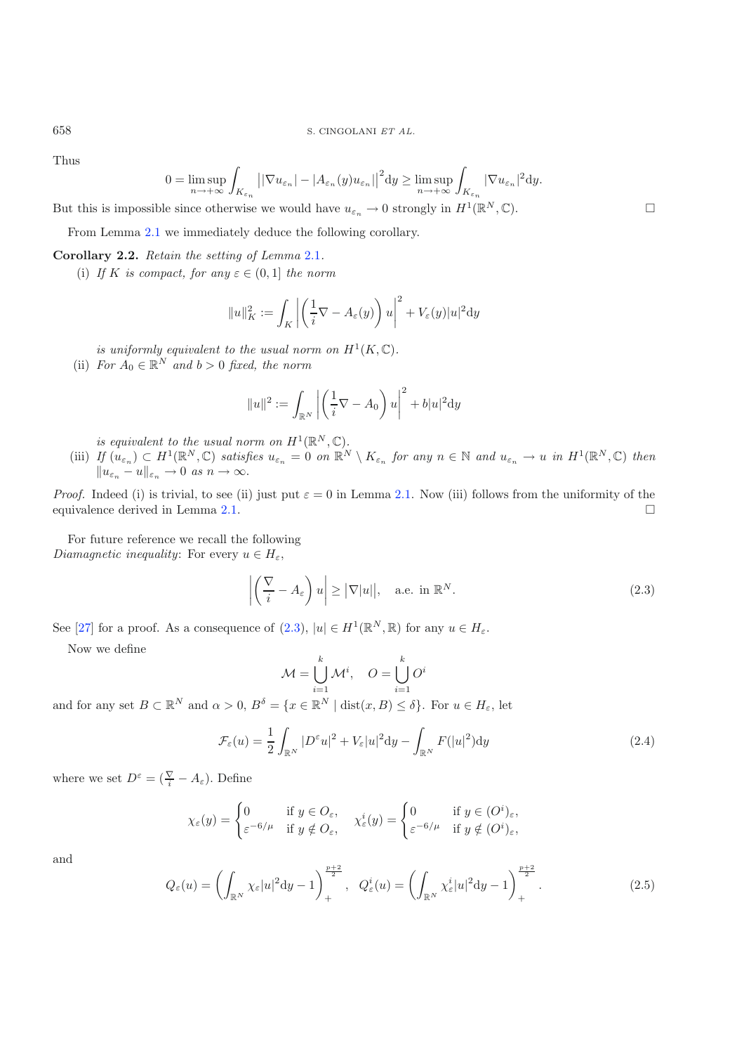Thus

$$0 = \limsup_{n\to+\infty} \int_{K_{\varepsilon_n}} \big||\nabla u_{\varepsilon_n}| - |A_{\varepsilon_n}(y) u_{\varepsilon_n}|\big|^2 \mathrm{d}y \geq \limsup_{n\to+\infty} \int_{K_{\varepsilon_n}} |\nabla u_{\varepsilon_n}|^2 \mathrm{d}y.$$

But this is impossible since otherwise we would have $u_{\varepsilon_n} \to 0$ strongly in $H^1(\mathbb{R}^N, \mathbb{C})$. ☐

From Lemma 2.1 we immediately deduce the following corollary.

**Corollary 2.2.** *Retain the setting of Lemma 2.1.*

(i) *If $K$ is compact, for any $\varepsilon \in (0, 1]$ the norm*

$$\|u\|_K^2 := \int_K \left| \left( \frac{1}{i} \nabla - A_\varepsilon(y) \right) u \right|^2 + V_\varepsilon(y)|u|^2 \mathrm{d}y$$

*is uniformly equivalent to the usual norm on $H^1(K, \mathbb{C})$.*

(ii) *For $A_0 \in \mathbb{R}^N$ and $b > 0$ fixed, the norm*

$$\|u\|^2 := \int_{\mathbb{R}^N} \left| \left( \frac{1}{i} \nabla - A_0 \right) u \right|^2 + b|u|^2 \mathrm{d}y$$

*is equivalent to the usual norm on $H^1(\mathbb{R}^N, \mathbb{C})$.*

(iii) *If $(u_{\varepsilon_n}) \subset H^1(\mathbb{R}^N, \mathbb{C})$ satisfies $u_{\varepsilon_n} = 0$ on $\mathbb{R}^N \setminus K_{\varepsilon_n}$ for any $n \in \mathbb{N}$ and $u_{\varepsilon_n} \to u$ in $H^1(\mathbb{R}^N, \mathbb{C})$ then $\|u_{\varepsilon_n} - u\|_{\varepsilon_n} \to 0$ as $n \to \infty$.*

*Proof.* Indeed (i) is trivial, to see (ii) just put $\varepsilon = 0$ in Lemma 2.1. Now (iii) follows from the uniformity of the equivalence derived in Lemma 2.1. ☐

For future reference we recall the following
*Diamagnetic inequality*: For every $u \in H_\varepsilon$,

$$\left| \left( \frac{\nabla}{i} - A_\varepsilon \right) u \right| \geq \big|\nabla |u|\big|, \quad \text{a.e. in } \mathbb{R}^N. \tag{2.3}$$

See [27] for a proof. As a consequence of (2.3), $|u| \in H^1(\mathbb{R}^N, \mathbb{R})$ for any $u \in H_\varepsilon$.

Now we define

$$\mathcal{M} = \bigcup_{i=1}^k \mathcal{M}^i, \quad O = \bigcup_{i=1}^k O^i$$

and for any set $B \subset \mathbb{R}^N$ and $\alpha > 0$, $B^\delta = \{x \in \mathbb{R}^N \mid \mathrm{dist}(x, B) \leq \delta\}$. For $u \in H_\varepsilon$, let

$$\mathcal{F}_\varepsilon(u) = \frac{1}{2} \int_{\mathbb{R}^N} |D^\varepsilon u|^2 + V_\varepsilon |u|^2 \mathrm{d}y - \int_{\mathbb{R}^N} F(|u|^2) \mathrm{d}y \tag{2.4}$$

where we set $D^\varepsilon = (\frac{\nabla}{i} - A_\varepsilon)$. Define

$$\chi_\varepsilon(y) = \begin{cases} 0 & \text{if } y \in O_\varepsilon, \\ \varepsilon^{-6/\mu} & \text{if } y \notin O_\varepsilon, \end{cases} \quad \chi_\varepsilon^i(y) = \begin{cases} 0 & \text{if } y \in (O^i)_\varepsilon, \\ \varepsilon^{-6/\mu} & \text{if } y \notin (O^i)_\varepsilon, \end{cases}$$

and

$$Q_\varepsilon(u) = \left( \int_{\mathbb{R}^N} \chi_\varepsilon |u|^2 \mathrm{d}y - 1 \right)_+^{\frac{p+2}{2}}, \quad Q_\varepsilon^i(u) = \left( \int_{\mathbb{R}^N} \chi_\varepsilon^i |u|^2 \mathrm{d}y - 1 \right)_+^{\frac{p+2}{2}}. \tag{2.5}$$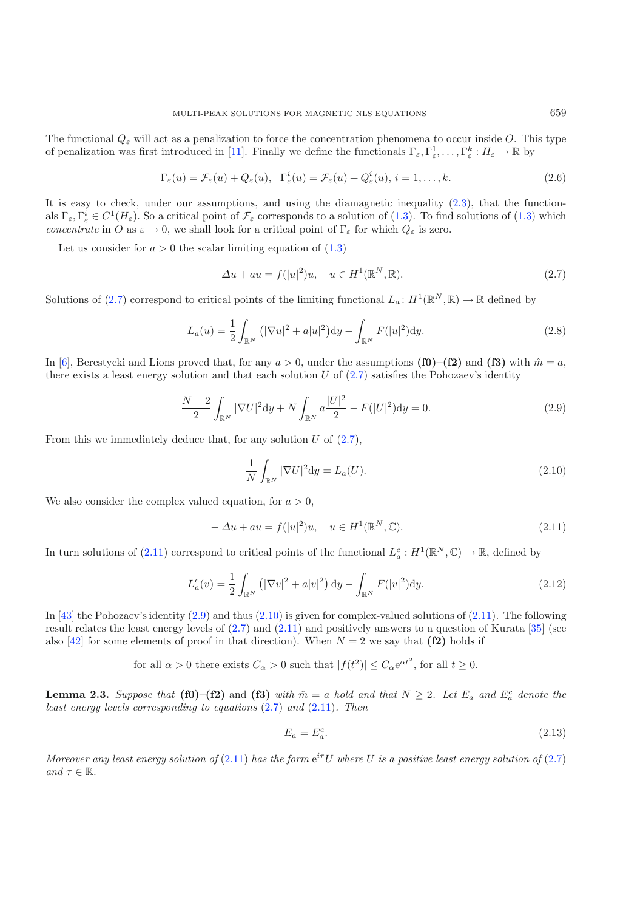The functional $Q_\varepsilon$ will act as a penalization to force the concentration phenomena to occur inside $O$. This type of penalization was first introduced in [11]. Finally we define the functionals $\Gamma_\varepsilon, \Gamma_\varepsilon^1, \ldots, \Gamma_\varepsilon^k : H_\varepsilon \to \mathbb{R}$ by

$$\Gamma_\varepsilon(u) = \mathcal{F}_\varepsilon(u) + Q_\varepsilon(u), \quad \Gamma_\varepsilon^i(u) = \mathcal{F}_\varepsilon(u) + Q_\varepsilon^i(u),\ i = 1, \ldots, k. \tag{2.6}$$

It is easy to check, under our assumptions, and using the diamagnetic inequality (2.3), that the functionals $\Gamma_\varepsilon, \Gamma_\varepsilon^i \in C^1(H_\varepsilon)$. So a critical point of $\mathcal{F}_\varepsilon$ corresponds to a solution of (1.3). To find solutions of (1.3) which *concentrate* in $O$ as $\varepsilon \to 0$, we shall look for a critical point of $\Gamma_\varepsilon$ for which $Q_\varepsilon$ is zero.

Let us consider for $a > 0$ the scalar limiting equation of (1.3)

$$-\Delta u + au = f(|u|^2)u, \quad u \in H^1(\mathbb{R}^N, \mathbb{R}). \tag{2.7}$$

Solutions of (2.7) correspond to critical points of the limiting functional $L_a : H^1(\mathbb{R}^N, \mathbb{R}) \to \mathbb{R}$ defined by

$$L_a(u) = \frac{1}{2}\int_{\mathbb{R}^N} \left(|\nabla u|^2 + a|u|^2\right) \mathrm{d}y - \int_{\mathbb{R}^N} F(|u|^2)\mathrm{d}y. \tag{2.8}$$

In [6], Berestycki and Lions proved that, for any $a > 0$, under the assumptions **(f0)**–**(f2)** and **(f3)** with $\hat{m} = a$, there exists a least energy solution and that each solution $U$ of (2.7) satisfies the Pohozaev's identity

$$\frac{N-2}{2}\int_{\mathbb{R}^N} |\nabla U|^2 \mathrm{d}y + N\int_{\mathbb{R}^N} a\frac{|U|^2}{2} - F(|U|^2)\mathrm{d}y = 0. \tag{2.9}$$

From this we immediately deduce that, for any solution $U$ of (2.7),

$$\frac{1}{N}\int_{\mathbb{R}^N} |\nabla U|^2 \mathrm{d}y = L_a(U). \tag{2.10}$$

We also consider the complex valued equation, for $a > 0$,

$$-\Delta u + au = f(|u|^2)u, \quad u \in H^1(\mathbb{R}^N, \mathbb{C}). \tag{2.11}$$

In turn solutions of (2.11) correspond to critical points of the functional $L_a^c : H^1(\mathbb{R}^N, \mathbb{C}) \to \mathbb{R}$, defined by

$$L_a^c(v) = \frac{1}{2}\int_{\mathbb{R}^N} \left(|\nabla v|^2 + a|v|^2\right) \mathrm{d}y - \int_{\mathbb{R}^N} F(|v|^2)\mathrm{d}y. \tag{2.12}$$

In [43] the Pohozaev's identity (2.9) and thus (2.10) is given for complex-valued solutions of (2.11). The following result relates the least energy levels of (2.7) and (2.11) and positively answers to a question of Kurata [35] (see also [42] for some elements of proof in that direction). When $N = 2$ we say that **(f2)** holds if

$$\text{for all } \alpha > 0 \text{ there exists } C_\alpha > 0 \text{ such that } |f(t^2)| \le C_\alpha \mathrm{e}^{\alpha t^2}, \text{ for all } t \ge 0.$$

**Lemma 2.3.** *Suppose that* **(f0)**–**(f2)** *and* **(f3)** *with $\hat{m} = a$ hold and that $N \ge 2$. Let $E_a$ and $E_a^c$ denote the least energy levels corresponding to equations* (2.7) *and* (2.11)*. Then*

$$E_a = E_a^c. \tag{2.13}$$

*Moreover any least energy solution of* (2.11) *has the form $\mathrm{e}^{i\tau}U$ where $U$ is a positive least energy solution of* (2.7) *and $\tau \in \mathbb{R}$.*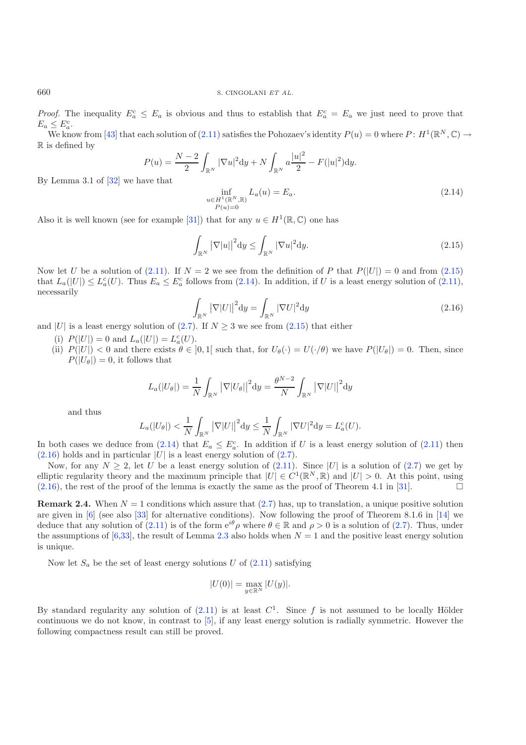*Proof.* The inequality $E_a^c \le E_a$ is obvious and thus to establish that $E_a^c = E_a$ we just need to prove that $E_a \le E_a^c$.

We know from [43] that each solution of (2.11) satisfies the Pohozaev's identity $P(u) = 0$ where $P\colon H^1(\mathbb{R}^N, \mathbb{C}) \to \mathbb{R}$ is defined by

$$P(u) = \frac{N-2}{2}\int_{\mathbb{R}^N} |\nabla u|^2 \mathrm{d}y + N \int_{\mathbb{R}^N} a\frac{|u|^2}{2} - F(|u|^2)\mathrm{d}y.$$

By Lemma 3.1 of [32] we have that

$$\inf_{\substack{u \in H^1(\mathbb{R}^N, \mathbb{R}) \\ P(u)=0}} L_a(u) = E_a. \tag{2.14}$$

Also it is well known (see for example [31]) that for any $u \in H^1(\mathbb{R}, \mathbb{C})$ one has

$$\int_{\mathbb{R}^N} \left|\nabla |u|\right|^2 \mathrm{d}y \le \int_{\mathbb{R}^N} |\nabla u|^2 \mathrm{d}y. \tag{2.15}$$

Now let $U$ be a solution of (2.11). If $N = 2$ we see from the definition of $P$ that $P(|U|) = 0$ and from (2.15) that $L_a(|U|) \le L_a^c(U)$. Thus $E_a \le E_a^c$ follows from (2.14). In addition, if $U$ is a least energy solution of (2.11), necessarily

$$\int_{\mathbb{R}^N} \left|\nabla |U|\right|^2 \mathrm{d}y = \int_{\mathbb{R}^N} |\nabla U|^2 \mathrm{d}y \tag{2.16}$$

and $|U|$ is a least energy solution of (2.7). If $N \ge 3$ we see from (2.15) that either

(i) $P(|U|) = 0$ and $L_a(|U|) = L_a^c(U)$.

(ii) $P(|U|) < 0$ and there exists $\theta \in \,]0, 1[$ such that, for $U_\theta(\cdot) = U(\cdot/\theta)$ we have $P(|U_\theta|) = 0$. Then, since $P(|U_\theta|) = 0$, it follows that

$$L_a(|U_\theta|) = \frac{1}{N}\int_{\mathbb{R}^N} \left|\nabla |U_\theta|\right|^2 \mathrm{d}y = \frac{\theta^{N-2}}{N}\int_{\mathbb{R}^N} \left|\nabla |U|\right|^2 \mathrm{d}y$$

and thus

$$L_a(|U_\theta|) < \frac{1}{N}\int_{\mathbb{R}^N} \left|\nabla |U|\right|^2 \mathrm{d}y \le \frac{1}{N}\int_{\mathbb{R}^N} |\nabla U|^2 \mathrm{d}y = L_a^c(U).$$

In both cases we deduce from (2.14) that $E_a \le E_a^c$. In addition if $U$ is a least energy solution of (2.11) then (2.16) holds and in particular $|U|$ is a least energy solution of (2.7).

Now, for any $N \ge 2$, let $U$ be a least energy solution of (2.11). Since $|U|$ is a solution of (2.7) we get by elliptic regularity theory and the maximum principle that $|U| \in C^1(\mathbb{R}^N, \mathbb{R})$ and $|U| > 0$. At this point, using (2.16), the rest of the proof of the lemma is exactly the same as the proof of Theorem 4.1 in [31]. □

**Remark 2.4.** When $N = 1$ conditions which assure that (2.7) has, up to translation, a unique positive solution are given in [6] (see also [33] for alternative conditions). Now following the proof of Theorem 8.1.6 in [14] we deduce that any solution of (2.11) is of the form $\mathrm{e}^{i\theta}\rho$ where $\theta \in \mathbb{R}$ and $\rho > 0$ is a solution of (2.7). Thus, under the assumptions of [6,33], the result of Lemma 2.3 also holds when $N = 1$ and the positive least energy solution is unique.

Now let $S_a$ be the set of least energy solutions $U$ of (2.11) satisfying

$$|U(0)| = \max_{y \in \mathbb{R}^N} |U(y)|.$$

By standard regularity any solution of (2.11) is at least $C^1$. Since $f$ is not assumed to be locally Hölder continuous we do not know, in contrast to [5], if any least energy solution is radially symmetric. However the following compactness result can still be proved.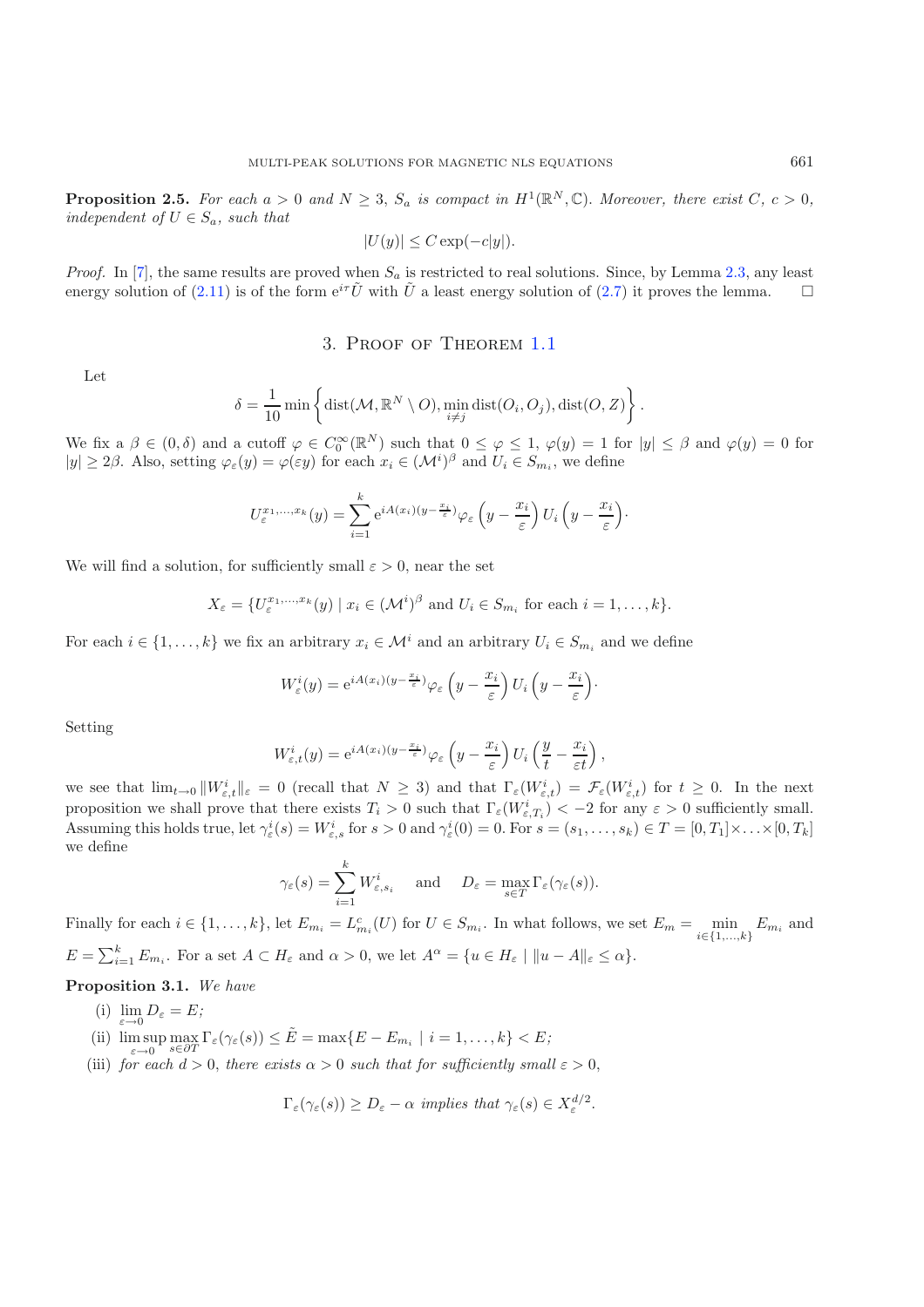**Proposition 2.5.** *For each $a > 0$ and $N \geq 3$, $S_a$ is compact in $H^1(\mathbb{R}^N, \mathbb{C})$. Moreover, there exist $C$, $c > 0$, independent of $U \in S_a$, such that*

$$|U(y)| \leq C \exp(-c|y|).$$

*Proof.* In [7], the same results are proved when $S_a$ is restricted to real solutions. Since, by Lemma 2.3, any least energy solution of (2.11) is of the form $\mathrm{e}^{i\tau}\tilde{U}$ with $\tilde{U}$ a least energy solution of (2.7) it proves the lemma. □

## 3. Proof of Theorem 1.1

Let

$$\delta = \frac{1}{10} \min \left\{ \operatorname{dist}(\mathcal{M}, \mathbb{R}^N \setminus O), \min_{i \neq j} \operatorname{dist}(O_i, O_j), \operatorname{dist}(O, Z) \right\}.$$

We fix a $\beta \in (0, \delta)$ and a cutoff $\varphi \in C_0^\infty(\mathbb{R}^N)$ such that $0 \leq \varphi \leq 1$, $\varphi(y) = 1$ for $|y| \leq \beta$ and $\varphi(y) = 0$ for $|y| \geq 2\beta$. Also, setting $\varphi_\varepsilon(y) = \varphi(\varepsilon y)$ for each $x_i \in (\mathcal{M}^i)^\beta$ and $U_i \in S_{m_i}$, we define

$$U_\varepsilon^{x_1, \ldots, x_k}(y) = \sum_{i=1}^{k} \mathrm{e}^{iA(x_i)(y - \frac{x_i}{\varepsilon})} \varphi_\varepsilon \left( y - \frac{x_i}{\varepsilon} \right) U_i \left( y - \frac{x_i}{\varepsilon} \right) \cdot$$

We will find a solution, for sufficiently small $\varepsilon > 0$, near the set

$$X_\varepsilon = \{ U_\varepsilon^{x_1, \ldots, x_k}(y) \mid x_i \in (\mathcal{M}^i)^\beta \text{ and } U_i \in S_{m_i} \text{ for each } i = 1, \ldots, k \}.$$

For each $i \in \{1, \ldots, k\}$ we fix an arbitrary $x_i \in \mathcal{M}^i$ and an arbitrary $U_i \in S_{m_i}$ and we define

$$W_\varepsilon^i(y) = \mathrm{e}^{iA(x_i)(y - \frac{x_i}{\varepsilon})} \varphi_\varepsilon \left( y - \frac{x_i}{\varepsilon} \right) U_i \left( y - \frac{x_i}{\varepsilon} \right) \cdot$$

Setting

$$W_{\varepsilon,t}^i(y) = \mathrm{e}^{iA(x_i)(y - \frac{x_i}{\varepsilon})} \varphi_\varepsilon \left( y - \frac{x_i}{\varepsilon} \right) U_i \left( \frac{y}{t} - \frac{x_i}{\varepsilon t} \right),$$

we see that $\lim_{t \to 0} \|W_{\varepsilon,t}^i\|_\varepsilon = 0$ (recall that $N \geq 3$) and that $\Gamma_\varepsilon(W_{\varepsilon,t}^i) = \mathcal{F}_\varepsilon(W_{\varepsilon,t}^i)$ for $t \geq 0$. In the next proposition we shall prove that there exists $T_i > 0$ such that $\Gamma_\varepsilon(W_{\varepsilon,T_i}^i) < -2$ for any $\varepsilon > 0$ sufficiently small. Assuming this holds true, let $\gamma_\varepsilon^i(s) = W_{\varepsilon,s}^i$ for $s > 0$ and $\gamma_\varepsilon^i(0) = 0$. For $s = (s_1, \ldots, s_k) \in T = [0, T_1] \times \ldots \times [0, T_k]$ we define

$$\gamma_\varepsilon(s) = \sum_{i=1}^{k} W_{\varepsilon,s_i}^i \quad \text{ and } \quad D_\varepsilon = \max_{s \in T} \Gamma_\varepsilon(\gamma_\varepsilon(s)).$$

Finally for each $i \in \{1, \ldots, k\}$, let $E_{m_i} = L_{m_i}^c(U)$ for $U \in S_{m_i}$. In what follows, we set $E_m = \min_{i \in \{1, \ldots, k\}} E_{m_i}$ and $E = \sum_{i=1}^{k} E_{m_i}$. For a set $A \subset H_\varepsilon$ and $\alpha > 0$, we let $A^\alpha = \{ u \in H_\varepsilon \mid \|u - A\|_\varepsilon \leq \alpha \}$.

**Proposition 3.1.** *We have*

(i) $\lim_{\varepsilon \to 0} D_\varepsilon = E$;

(ii) $\limsup_{\varepsilon \to 0} \max_{s \in \partial T} \Gamma_\varepsilon(\gamma_\varepsilon(s)) \leq \tilde{E} = \max\{E - E_{m_i} \mid i = 1, \ldots, k\} < E$;

(iii) *for each $d > 0$, there exists $\alpha > 0$ such that for sufficiently small $\varepsilon > 0$,*

$$\Gamma_\varepsilon(\gamma_\varepsilon(s)) \geq D_\varepsilon - \alpha \text{ implies that } \gamma_\varepsilon(s) \in X_\varepsilon^{d/2}.$$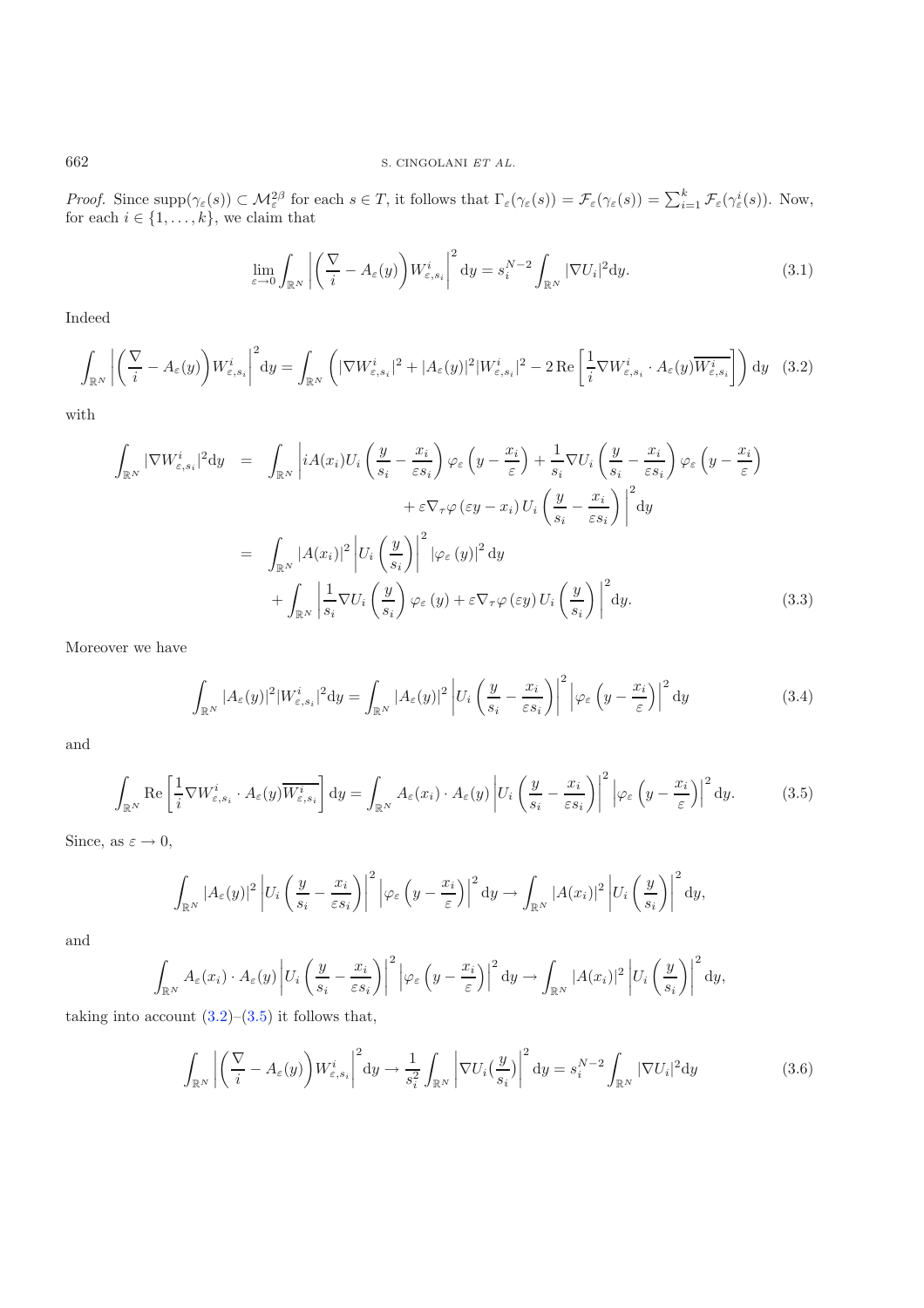*Proof.* Since $\mathrm{supp}(\gamma_\varepsilon(s)) \subset \mathcal{M}_\varepsilon^{2\beta}$ for each $s \in T$, it follows that $\Gamma_\varepsilon(\gamma_\varepsilon(s)) = \mathcal{F}_\varepsilon(\gamma_\varepsilon(s)) = \sum_{i=1}^k \mathcal{F}_\varepsilon(\gamma_\varepsilon^i(s))$. Now, for each $i \in \{1, \ldots, k\}$, we claim that

$$\lim_{\varepsilon \to 0} \int_{\mathbb{R}^N} \left| \left( \frac{\nabla}{i} - A_\varepsilon(y) \right) W_{\varepsilon,s_i}^i \right|^2 \mathrm{d}y = s_i^{N-2} \int_{\mathbb{R}^N} |\nabla U_i|^2 \mathrm{d}y. \tag{3.1}$$

Indeed

$$\int_{\mathbb{R}^N} \left| \left( \frac{\nabla}{i} - A_\varepsilon(y) \right) W_{\varepsilon,s_i}^i \right|^2 \mathrm{d}y = \int_{\mathbb{R}^N} \left( |\nabla W_{\varepsilon,s_i}^i|^2 + |A_\varepsilon(y)|^2 |W_{\varepsilon,s_i}^i|^2 - 2\,\mathrm{Re} \left[ \frac{1}{i} \nabla W_{\varepsilon,s_i}^i \cdot A_\varepsilon(y) \overline{W_{\varepsilon,s_i}^i} \right] \right) \mathrm{d}y \tag{3.2}$$

with

$$\begin{aligned}
\int_{\mathbb{R}^N} |\nabla W_{\varepsilon,s_i}^i|^2 \mathrm{d}y &= \int_{\mathbb{R}^N} \Bigg| iA(x_i) U_i \left( \frac{y}{s_i} - \frac{x_i}{\varepsilon s_i} \right) \varphi_\varepsilon \left( y - \frac{x_i}{\varepsilon} \right) + \frac{1}{s_i} \nabla U_i \left( \frac{y}{s_i} - \frac{x_i}{\varepsilon s_i} \right) \varphi_\varepsilon \left( y - \frac{x_i}{\varepsilon} \right) \\
&\qquad + \varepsilon \nabla_\tau \varphi \left( \varepsilon y - x_i \right) U_i \left( \frac{y}{s_i} - \frac{x_i}{\varepsilon s_i} \right) \Bigg|^2 \mathrm{d}y \\
&= \int_{\mathbb{R}^N} |A(x_i)|^2 \left| U_i \left( \frac{y}{s_i} \right) \right|^2 |\varphi_\varepsilon(y)|^2 \mathrm{d}y \\
&\quad + \int_{\mathbb{R}^N} \left| \frac{1}{s_i} \nabla U_i \left( \frac{y}{s_i} \right) \varphi_\varepsilon(y) + \varepsilon \nabla_\tau \varphi(\varepsilon y) U_i \left( \frac{y}{s_i} \right) \right|^2 \mathrm{d}y.
\end{aligned} \tag{3.3}$$

Moreover we have

$$\int_{\mathbb{R}^N} |A_\varepsilon(y)|^2 |W_{\varepsilon,s_i}^i|^2 \mathrm{d}y = \int_{\mathbb{R}^N} |A_\varepsilon(y)|^2 \left| U_i \left( \frac{y}{s_i} - \frac{x_i}{\varepsilon s_i} \right) \right|^2 \left| \varphi_\varepsilon \left( y - \frac{x_i}{\varepsilon} \right) \right|^2 \mathrm{d}y \tag{3.4}$$

and

$$\int_{\mathbb{R}^N} \mathrm{Re} \left[ \frac{1}{i} \nabla W_{\varepsilon,s_i}^i \cdot A_\varepsilon(y) \overline{W_{\varepsilon,s_i}^i} \right] \mathrm{d}y = \int_{\mathbb{R}^N} A_\varepsilon(x_i) \cdot A_\varepsilon(y) \left| U_i \left( \frac{y}{s_i} - \frac{x_i}{\varepsilon s_i} \right) \right|^2 \left| \varphi_\varepsilon \left( y - \frac{x_i}{\varepsilon} \right) \right|^2 \mathrm{d}y. \tag{3.5}$$

Since, as $\varepsilon \to 0$,

$$\int_{\mathbb{R}^N} |A_\varepsilon(y)|^2 \left| U_i \left( \frac{y}{s_i} - \frac{x_i}{\varepsilon s_i} \right) \right|^2 \left| \varphi_\varepsilon \left( y - \frac{x_i}{\varepsilon} \right) \right|^2 \mathrm{d}y \to \int_{\mathbb{R}^N} |A(x_i)|^2 \left| U_i \left( \frac{y}{s_i} \right) \right|^2 \mathrm{d}y,$$

and

$$\int_{\mathbb{R}^N} A_\varepsilon(x_i) \cdot A_\varepsilon(y) \left| U_i \left( \frac{y}{s_i} - \frac{x_i}{\varepsilon s_i} \right) \right|^2 \left| \varphi_\varepsilon \left( y - \frac{x_i}{\varepsilon} \right) \right|^2 \mathrm{d}y \to \int_{\mathbb{R}^N} |A(x_i)|^2 \left| U_i \left( \frac{y}{s_i} \right) \right|^2 \mathrm{d}y,$$

taking into account (3.2)–(3.5) it follows that,

$$\int_{\mathbb{R}^N} \left| \left( \frac{\nabla}{i} - A_\varepsilon(y) \right) W_{\varepsilon,s_i}^i \right|^2 \mathrm{d}y \to \frac{1}{s_i^2} \int_{\mathbb{R}^N} \left| \nabla U_i \left( \frac{y}{s_i} \right) \right|^2 \mathrm{d}y = s_i^{N-2} \int_{\mathbb{R}^N} |\nabla U_i|^2 \mathrm{d}y \tag{3.6}$$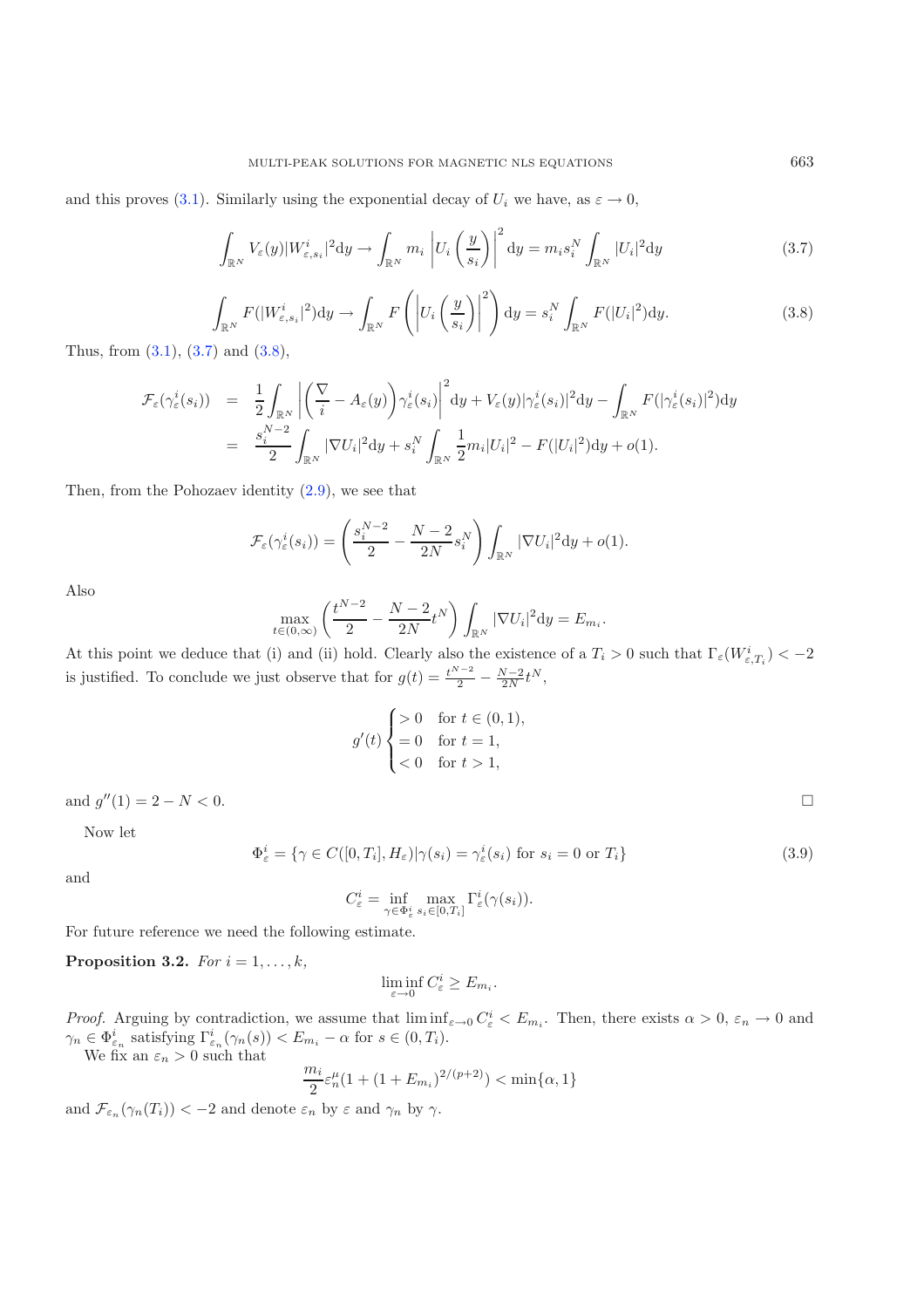and this proves (3.1). Similarly using the exponential decay of $U_i$ we have, as $\varepsilon \to 0$,

$$\int_{\mathbb{R}^N} V_\varepsilon(y)|W^i_{\varepsilon,s_i}|^2 \mathrm{d}y \to \int_{\mathbb{R}^N} m_i \left| U_i\left(\frac{y}{s_i}\right)\right|^2 \mathrm{d}y = m_i s_i^N \int_{\mathbb{R}^N} |U_i|^2 \mathrm{d}y \tag{3.7}$$

$$\int_{\mathbb{R}^N} F(|W^i_{\varepsilon,s_i}|^2)\mathrm{d}y \to \int_{\mathbb{R}^N} F\left(\left|U_i\left(\frac{y}{s_i}\right)\right|^2\right)\mathrm{d}y = s_i^N \int_{\mathbb{R}^N} F(|U_i|^2)\mathrm{d}y. \tag{3.8}$$

Thus, from (3.1), (3.7) and (3.8),

$$\begin{aligned}
\mathcal{F}_\varepsilon(\gamma^i_\varepsilon(s_i)) &= \frac{1}{2}\int_{\mathbb{R}^N} \left|\left(\frac{\nabla}{i} - A_\varepsilon(y)\right)\gamma^i_\varepsilon(s_i)\right|^2 \mathrm{d}y + V_\varepsilon(y)|\gamma^i_\varepsilon(s_i)|^2 \mathrm{d}y - \int_{\mathbb{R}^N} F(|\gamma^i_\varepsilon(s_i)|^2)\mathrm{d}y \\
&= \frac{s_i^{N-2}}{2}\int_{\mathbb{R}^N} |\nabla U_i|^2 \mathrm{d}y + s_i^N \int_{\mathbb{R}^N} \frac{1}{2} m_i |U_i|^2 - F(|U_i|^2)\mathrm{d}y + o(1).
\end{aligned}$$

Then, from the Pohozaev identity (2.9), we see that

$$\mathcal{F}_\varepsilon(\gamma^i_\varepsilon(s_i)) = \left(\frac{s_i^{N-2}}{2} - \frac{N-2}{2N}s_i^N\right)\int_{\mathbb{R}^N} |\nabla U_i|^2 \mathrm{d}y + o(1).$$

Also

$$\max_{t\in(0,\infty)} \left(\frac{t^{N-2}}{2} - \frac{N-2}{2N}t^N\right)\int_{\mathbb{R}^N} |\nabla U_i|^2 \mathrm{d}y = E_{m_i}.$$

At this point we deduce that (i) and (ii) hold. Clearly also the existence of a $T_i > 0$ such that $\Gamma_\varepsilon(W^i_{\varepsilon,T_i}) < -2$ is justified. To conclude we just observe that for $g(t) = \frac{t^{N-2}}{2} - \frac{N-2}{2N}t^N$,

$$g'(t)\begin{cases} > 0 & \text{for } t \in (0,1), \\ = 0 & \text{for } t = 1, \\ < 0 & \text{for } t > 1, \end{cases}$$

and $g''(1) = 2 - N < 0$. □

Now let

$$\Phi^i_\varepsilon = \{\gamma \in C([0,T_i], H_\varepsilon) | \gamma(s_i) = \gamma^i_\varepsilon(s_i) \text{ for } s_i = 0 \text{ or } T_i\} \tag{3.9}$$

and

$$C^i_\varepsilon = \inf_{\gamma\in\Phi^i_\varepsilon} \max_{s_i\in[0,T_i]} \Gamma^i_\varepsilon(\gamma(s_i)).$$

For future reference we need the following estimate.

**Proposition 3.2.** *For $i = 1,\ldots,k$,*

$$\liminf_{\varepsilon\to 0} C^i_\varepsilon \geq E_{m_i}.$$

*Proof.* Arguing by contradiction, we assume that $\liminf_{\varepsilon\to 0} C^i_\varepsilon < E_{m_i}$. Then, there exists $\alpha > 0$, $\varepsilon_n \to 0$ and $\gamma_n \in \Phi^i_{\varepsilon_n}$ satisfying $\Gamma^i_{\varepsilon_n}(\gamma_n(s)) < E_{m_i} - \alpha$ for $s \in (0, T_i)$.

We fix an $\varepsilon_n > 0$ such that

$$\frac{m_i}{2}\varepsilon_n^\mu(1 + (1 + E_{m_i})^{2/(p+2)}) < \min\{\alpha, 1\}$$

and $\mathcal{F}_{\varepsilon_n}(\gamma_n(T_i)) < -2$ and denote $\varepsilon_n$ by $\varepsilon$ and $\gamma_n$ by $\gamma$.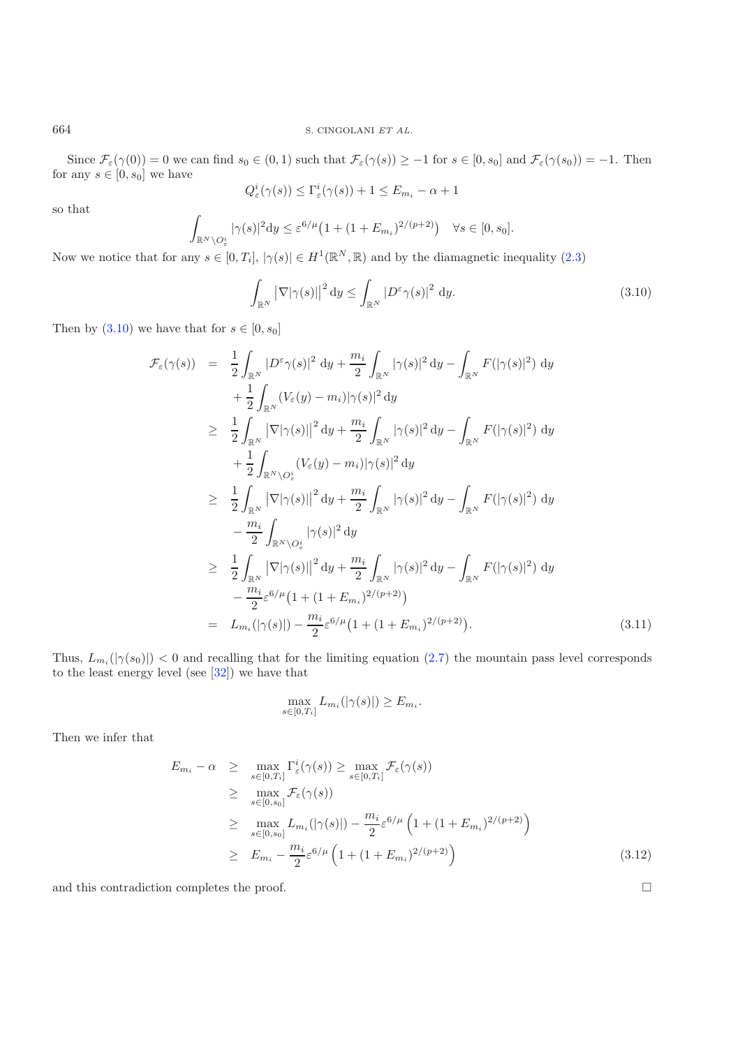Since $\mathcal{F}_\varepsilon(\gamma(0)) = 0$ we can find $s_0 \in (0,1)$ such that $\mathcal{F}_\varepsilon(\gamma(s)) \geq -1$ for $s \in [0, s_0]$ and $\mathcal{F}_\varepsilon(\gamma(s_0)) = -1$. Then for any $s \in [0, s_0]$ we have

$$Q_\varepsilon^i(\gamma(s)) \leq \Gamma_\varepsilon^i(\gamma(s)) + 1 \leq E_{m_i} - \alpha + 1$$

so that

$$\int_{\mathbb{R}^N \setminus O_\varepsilon^i} |\gamma(s)|^2 \mathrm{d}y \leq \varepsilon^{6/\mu}\big(1 + (1 + E_{m_i})^{2/(p+2)}\big) \quad \forall s \in [0, s_0].$$

Now we notice that for any $s \in [0, T_i]$, $|\gamma(s)| \in H^1(\mathbb{R}^N, \mathbb{R})$ and by the diamagnetic inequality (2.3)

$$\int_{\mathbb{R}^N} \big|\nabla|\gamma(s)|\big|^2 \mathrm{d}y \leq \int_{\mathbb{R}^N} |D^\varepsilon \gamma(s)|^2 \ \mathrm{d}y. \tag{3.10}$$

Then by (3.10) we have that for $s \in [0, s_0]$

$$\begin{aligned}
\mathcal{F}_\varepsilon(\gamma(s)) &= \frac{1}{2}\int_{\mathbb{R}^N} |D^\varepsilon \gamma(s)|^2 \ \mathrm{d}y + \frac{m_i}{2}\int_{\mathbb{R}^N} |\gamma(s)|^2 \mathrm{d}y - \int_{\mathbb{R}^N} F(|\gamma(s)|^2) \ \mathrm{d}y \\
&\quad + \frac{1}{2}\int_{\mathbb{R}^N} (V_\varepsilon(y) - m_i)|\gamma(s)|^2 \mathrm{d}y \\
&\geq \frac{1}{2}\int_{\mathbb{R}^N} \big|\nabla|\gamma(s)|\big|^2 \mathrm{d}y + \frac{m_i}{2}\int_{\mathbb{R}^N} |\gamma(s)|^2 \mathrm{d}y - \int_{\mathbb{R}^N} F(|\gamma(s)|^2) \ \mathrm{d}y \\
&\quad + \frac{1}{2}\int_{\mathbb{R}^N \setminus O_\varepsilon^i} (V_\varepsilon(y) - m_i)|\gamma(s)|^2 \mathrm{d}y \\
&\geq \frac{1}{2}\int_{\mathbb{R}^N} \big|\nabla|\gamma(s)|\big|^2 \mathrm{d}y + \frac{m_i}{2}\int_{\mathbb{R}^N} |\gamma(s)|^2 \mathrm{d}y - \int_{\mathbb{R}^N} F(|\gamma(s)|^2) \ \mathrm{d}y \\
&\quad - \frac{m_i}{2}\int_{\mathbb{R}^N \setminus O_\varepsilon^i} |\gamma(s)|^2 \mathrm{d}y \\
&\geq \frac{1}{2}\int_{\mathbb{R}^N} \big|\nabla|\gamma(s)|\big|^2 \mathrm{d}y + \frac{m_i}{2}\int_{\mathbb{R}^N} |\gamma(s)|^2 \mathrm{d}y - \int_{\mathbb{R}^N} F(|\gamma(s)|^2) \ \mathrm{d}y \\
&\quad - \frac{m_i}{2}\varepsilon^{6/\mu}\big(1 + (1 + E_{m_i})^{2/(p+2)}\big) \\
&= L_{m_i}(|\gamma(s)|) - \frac{m_i}{2}\varepsilon^{6/\mu}\big(1 + (1 + E_{m_i})^{2/(p+2)}\big).
\end{aligned} \tag{3.11}$$

Thus, $L_{m_i}(|\gamma(s_0)|) < 0$ and recalling that for the limiting equation (2.7) the mountain pass level corresponds to the least energy level (see [32]) we have that

$$\max_{s \in [0, T_i]} L_{m_i}(|\gamma(s)|) \geq E_{m_i}.$$

Then we infer that

$$\begin{aligned}
E_{m_i} - \alpha &\geq \max_{s \in [0, T_i]} \Gamma_\varepsilon^i(\gamma(s)) \geq \max_{s \in [0, T_i]} \mathcal{F}_\varepsilon(\gamma(s)) \\
&\geq \max_{s \in [0, s_0]} \mathcal{F}_\varepsilon(\gamma(s)) \\
&\geq \max_{s \in [0, s_0]} L_{m_i}(|\gamma(s)|) - \frac{m_i}{2}\varepsilon^{6/\mu}\left(1 + (1 + E_{m_i})^{2/(p+2)}\right) \\
&\geq E_{m_i} - \frac{m_i}{2}\varepsilon^{6/\mu}\left(1 + (1 + E_{m_i})^{2/(p+2)}\right)
\end{aligned} \tag{3.12}$$

and this contradiction completes the proof. □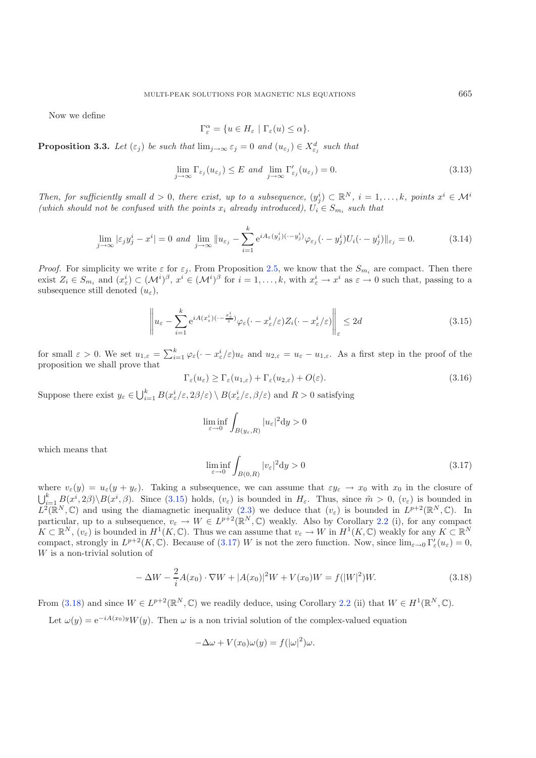Now we define

$$\Gamma_\varepsilon^\alpha = \{u \in H_\varepsilon \mid \Gamma_\varepsilon(u) \leq \alpha\}.$$

**Proposition 3.3.** *Let $(\varepsilon_j)$ be such that $\lim_{j\to\infty} \varepsilon_j = 0$ and $(u_{\varepsilon_j}) \in X^d_{\varepsilon_j}$ such that*

$$\lim_{j\to\infty} \Gamma_{\varepsilon_j}(u_{\varepsilon_j}) \leq E \text{ and } \lim_{j\to\infty} \Gamma'_{\varepsilon_j}(u_{\varepsilon_j}) = 0. \tag{3.13}$$

*Then, for sufficiently small $d > 0$, there exist, up to a subsequence, $(y^i_j) \subset \mathbb{R}^N$, $i = 1, \ldots, k$, points $x^i \in \mathcal{M}^i$ (which should not be confused with the points $x_i$ already introduced), $U_i \in S_{m_i}$ such that*

$$\lim_{j\to\infty} |\varepsilon_j y^i_j - x^i| = 0 \text{ and } \lim_{j\to\infty} \|u_{\varepsilon_j} - \sum_{i=1}^k \mathrm{e}^{iA_\varepsilon(y^i_j)(\cdot - y^i_j)} \varphi_{\varepsilon_j}(\cdot - y^i_j) U_i(\cdot - y^i_j)\|_{\varepsilon_j} = 0. \tag{3.14}$$

*Proof.* For simplicity we write $\varepsilon$ for $\varepsilon_j$. From Proposition 2.5, we know that the $S_{m_i}$ are compact. Then there exist $Z_i \in S_{m_i}$ and $(x^i_\varepsilon) \subset (\mathcal{M}^i)^\beta$, $x^i \in (\mathcal{M}^i)^\beta$ for $i = 1, \ldots, k$, with $x^i_\varepsilon \to x^i$ as $\varepsilon \to 0$ such that, passing to a subsequence still denoted $(u_\varepsilon)$,

$$\left\| u_\varepsilon - \sum_{i=1}^k \mathrm{e}^{iA(x^i_\varepsilon)(\cdot - \frac{x^i_\varepsilon}{\varepsilon})} \varphi_\varepsilon(\cdot - x^i_\varepsilon/\varepsilon) Z_i(\cdot - x^i_\varepsilon/\varepsilon) \right\|_\varepsilon \leq 2d \tag{3.15}$$

for small $\varepsilon > 0$. We set $u_{1,\varepsilon} = \sum_{i=1}^k \varphi_\varepsilon(\cdot - x^i_\varepsilon/\varepsilon) u_\varepsilon$ and $u_{2,\varepsilon} = u_\varepsilon - u_{1,\varepsilon}$. As a first step in the proof of the proposition we shall prove that

$$\Gamma_\varepsilon(u_\varepsilon) \geq \Gamma_\varepsilon(u_{1,\varepsilon}) + \Gamma_\varepsilon(u_{2,\varepsilon}) + O(\varepsilon). \tag{3.16}$$

Suppose there exist $y_\varepsilon \in \bigcup_{i=1}^k B(x^i_\varepsilon/\varepsilon, 2\beta/\varepsilon) \setminus B(x^i_\varepsilon/\varepsilon, \beta/\varepsilon)$ and $R > 0$ satisfying

$$\liminf_{\varepsilon\to 0} \int_{B(y_\varepsilon, R)} |u_\varepsilon|^2 \mathrm{d}y > 0$$

which means that

$$\liminf_{\varepsilon\to 0} \int_{B(0,R)} |v_\varepsilon|^2 \mathrm{d}y > 0 \tag{3.17}$$

where $v_\varepsilon(y) = u_\varepsilon(y + y_\varepsilon)$. Taking a subsequence, we can assume that $\varepsilon y_\varepsilon \to x_0$ with $x_0$ in the closure of $\bigcup_{i=1}^k B(x^i, 2\beta) \setminus B(x^i, \beta)$. Since (3.15) holds, $(v_\varepsilon)$ is bounded in $H_\varepsilon$. Thus, since $\tilde{m} > 0$, $(v_\varepsilon)$ is bounded in $L^2(\mathbb{R}^N, \mathbb{C})$ and using the diamagnetic inequality (2.3) we deduce that $(v_\varepsilon)$ is bounded in $L^{p+2}(\mathbb{R}^N, \mathbb{C})$. In particular, up to a subsequence, $v_\varepsilon \to W \in L^{p+2}(\mathbb{R}^N, \mathbb{C})$ weakly. Also by Corollary 2.2 (i), for any compact $K \subset \mathbb{R}^N$, $(v_\varepsilon)$ is bounded in $H^1(K, \mathbb{C})$. Thus we can assume that $v_\varepsilon \to W$ in $H^1(K, \mathbb{C})$ weakly for any $K \subset \mathbb{R}^N$ compact, strongly in $L^{p+2}(K, \mathbb{C})$. Because of (3.17) $W$ is not the zero function. Now, since $\lim_{\varepsilon\to 0} \Gamma'_\varepsilon(u_\varepsilon) = 0$, $W$ is a non-trivial solution of

$$-\Delta W - \frac{2}{i} A(x_0) \cdot \nabla W + |A(x_0)|^2 W + V(x_0) W = f(|W|^2) W. \tag{3.18}$$

From (3.18) and since $W \in L^{p+2}(\mathbb{R}^N, \mathbb{C})$ we readily deduce, using Corollary 2.2 (ii) that $W \in H^1(\mathbb{R}^N, \mathbb{C})$.

Let $\omega(y) = \mathrm{e}^{-iA(x_0)y} W(y)$. Then $\omega$ is a non trivial solution of the complex-valued equation

$$-\Delta\omega + V(x_0)\omega(y) = f(|\omega|^2)\omega.$$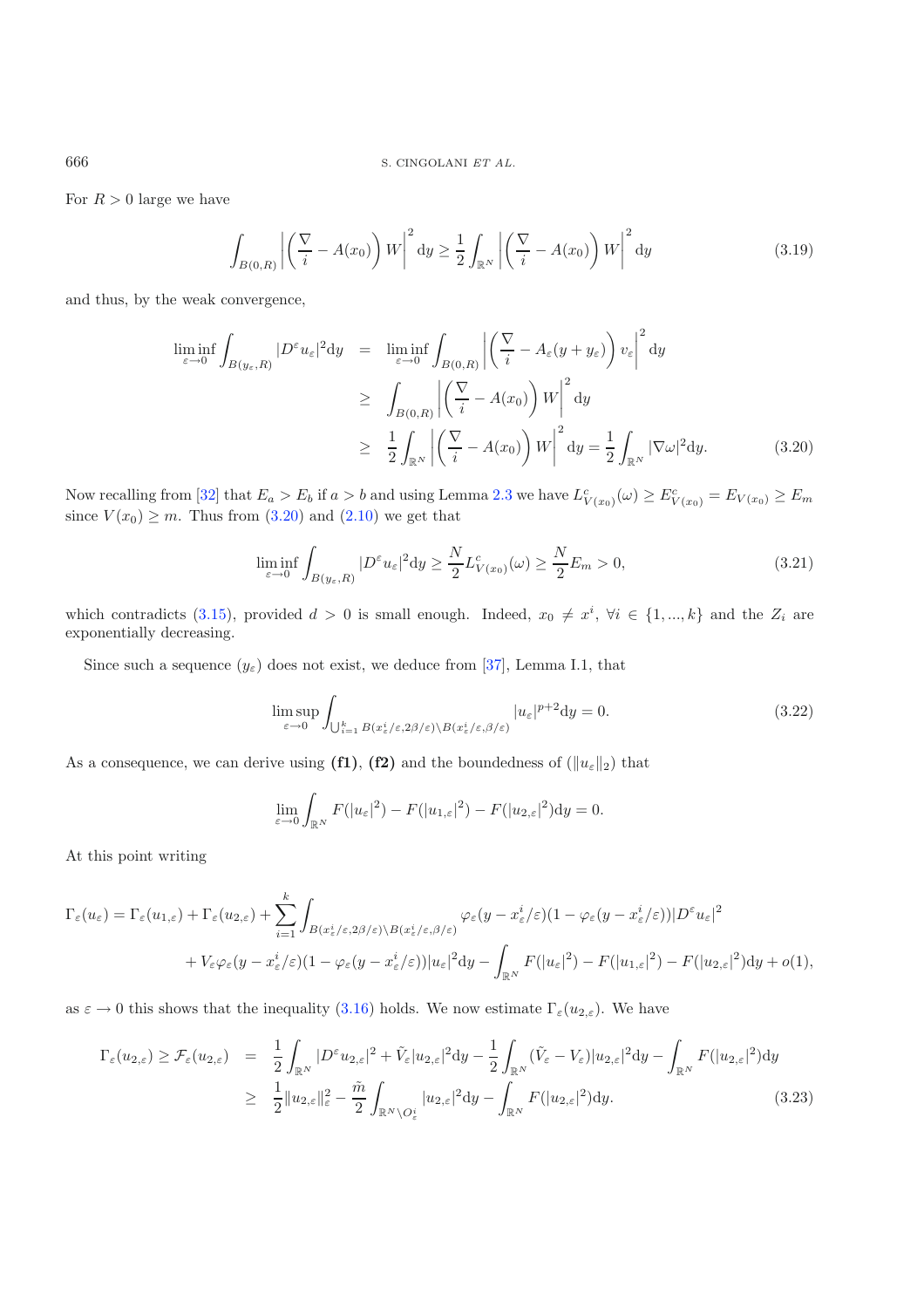For $R > 0$ large we have

$$\int_{B(0,R)} \left| \left( \frac{\nabla}{i} - A(x_0) \right) W \right|^2 \mathrm{d}y \geq \frac{1}{2} \int_{\mathbb{R}^N} \left| \left( \frac{\nabla}{i} - A(x_0) \right) W \right|^2 \mathrm{d}y \tag{3.19}$$

and thus, by the weak convergence,

$$\begin{aligned}
\liminf_{\varepsilon \to 0} \int_{B(y_\varepsilon, R)} |D^\varepsilon u_\varepsilon|^2 \mathrm{d}y &= \liminf_{\varepsilon \to 0} \int_{B(0,R)} \left| \left( \frac{\nabla}{i} - A_\varepsilon(y + y_\varepsilon) \right) v_\varepsilon \right|^2 \mathrm{d}y \\
&\geq \int_{B(0,R)} \left| \left( \frac{\nabla}{i} - A(x_0) \right) W \right|^2 \mathrm{d}y \\
&\geq \frac{1}{2} \int_{\mathbb{R}^N} \left| \left( \frac{\nabla}{i} - A(x_0) \right) W \right|^2 \mathrm{d}y = \frac{1}{2} \int_{\mathbb{R}^N} |\nabla \omega|^2 \mathrm{d}y. \qquad (3.20)
\end{aligned}$$

Now recalling from [32] that $E_a > E_b$ if $a > b$ and using Lemma 2.3 we have $L^c_{V(x_0)}(\omega) \geq E^c_{V(x_0)} = E_{V(x_0)} \geq E_m$ since $V(x_0) \geq m$. Thus from (3.20) and (2.10) we get that

$$\liminf_{\varepsilon \to 0} \int_{B(y_\varepsilon, R)} |D^\varepsilon u_\varepsilon|^2 \mathrm{d}y \geq \frac{N}{2} L^c_{V(x_0)}(\omega) \geq \frac{N}{2} E_m > 0, \tag{3.21}$$

which contradicts (3.15), provided $d > 0$ is small enough. Indeed, $x_0 \neq x^i$, $\forall i \in \{1, ..., k\}$ and the $Z_i$ are exponentially decreasing.

Since such a sequence $(y_\varepsilon)$ does not exist, we deduce from [37], Lemma I.1, that

$$\limsup_{\varepsilon \to 0} \int_{\bigcup_{i=1}^k B(x^i_\varepsilon/\varepsilon, 2\beta/\varepsilon) \setminus B(x^i_\varepsilon/\varepsilon, \beta/\varepsilon)} |u_\varepsilon|^{p+2} \mathrm{d}y = 0. \tag{3.22}$$

As a consequence, we can derive using **(f1)**, **(f2)** and the boundedness of $(\|u_\varepsilon\|_2)$ that

$$\lim_{\varepsilon \to 0} \int_{\mathbb{R}^N} F(|u_\varepsilon|^2) - F(|u_{1,\varepsilon}|^2) - F(|u_{2,\varepsilon}|^2) \mathrm{d}y = 0.$$

At this point writing

$$\begin{aligned}
\Gamma_\varepsilon(u_\varepsilon) = \Gamma_\varepsilon(u_{1,\varepsilon}) + \Gamma_\varepsilon(u_{2,\varepsilon}) + \sum_{i=1}^k \int_{B(x^i_\varepsilon/\varepsilon, 2\beta/\varepsilon) \setminus B(x^i_\varepsilon/\varepsilon, \beta/\varepsilon)} \varphi_\varepsilon(y - x^i_\varepsilon/\varepsilon)(1 - \varphi_\varepsilon(y - x^i_\varepsilon/\varepsilon)) |D^\varepsilon u_\varepsilon|^2 \\
+ V_\varepsilon \varphi_\varepsilon(y - x^i_\varepsilon/\varepsilon)(1 - \varphi_\varepsilon(y - x^i_\varepsilon/\varepsilon)) |u_\varepsilon|^2 \mathrm{d}y - \int_{\mathbb{R}^N} F(|u_\varepsilon|^2) - F(|u_{1,\varepsilon}|^2) - F(|u_{2,\varepsilon}|^2) \mathrm{d}y + o(1),
\end{aligned}$$

as $\varepsilon \to 0$ this shows that the inequality (3.16) holds. We now estimate $\Gamma_\varepsilon(u_{2,\varepsilon})$. We have

$$\begin{aligned}
\Gamma_\varepsilon(u_{2,\varepsilon}) \geq \mathcal{F}_\varepsilon(u_{2,\varepsilon}) &= \frac{1}{2} \int_{\mathbb{R}^N} |D^\varepsilon u_{2,\varepsilon}|^2 + \tilde{V}_\varepsilon |u_{2,\varepsilon}|^2 \mathrm{d}y - \frac{1}{2} \int_{\mathbb{R}^N} (\tilde{V}_\varepsilon - V_\varepsilon) |u_{2,\varepsilon}|^2 \mathrm{d}y - \int_{\mathbb{R}^N} F(|u_{2,\varepsilon}|^2) \mathrm{d}y \\
&\geq \frac{1}{2} \|u_{2,\varepsilon}\|^2_\varepsilon - \frac{\tilde{m}}{2} \int_{\mathbb{R}^N \setminus O^i_\varepsilon} |u_{2,\varepsilon}|^2 \mathrm{d}y - \int_{\mathbb{R}^N} F(|u_{2,\varepsilon}|^2) \mathrm{d}y. \qquad (3.23)
\end{aligned}$$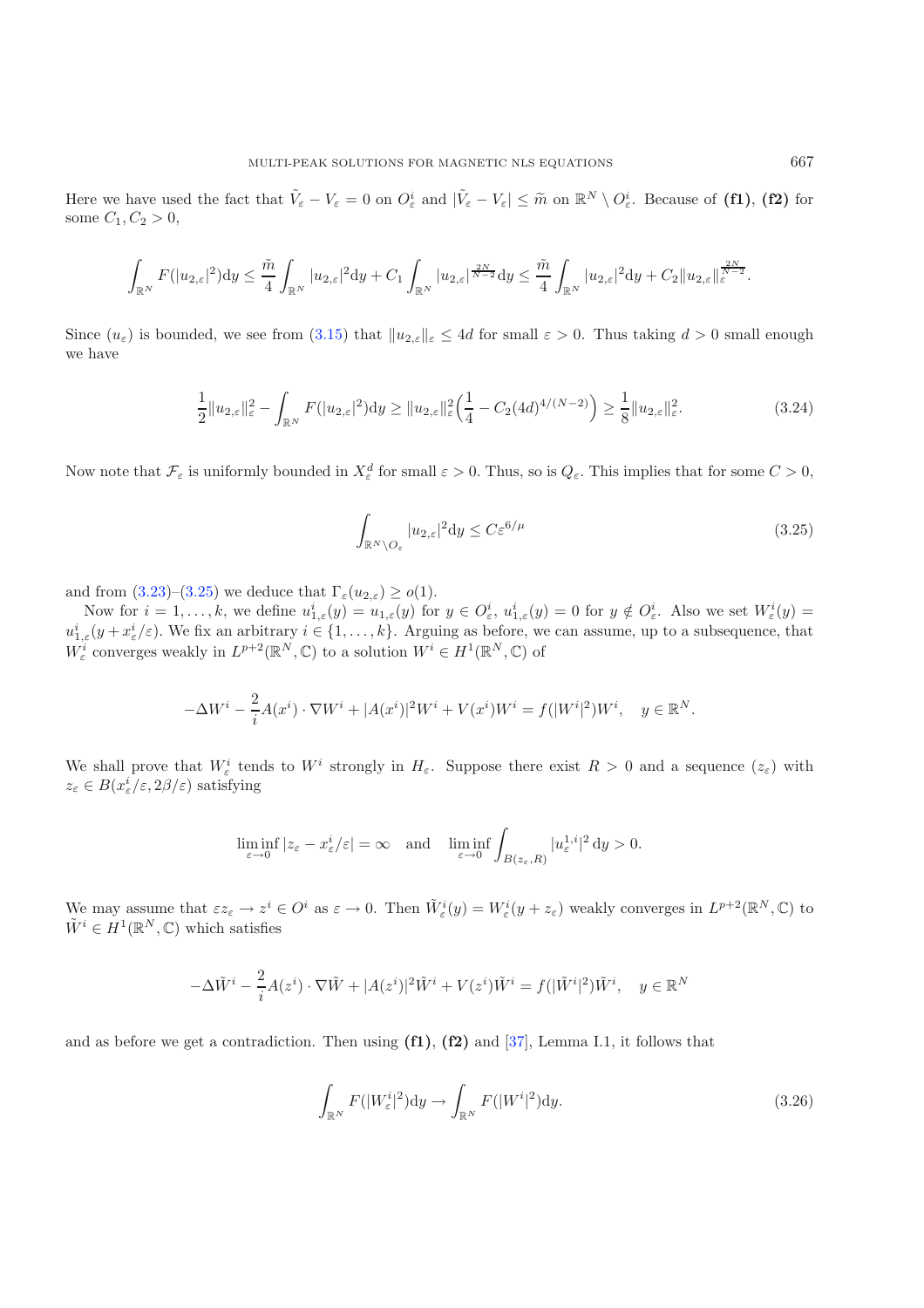Here we have used the fact that $\tilde{V}_\varepsilon - V_\varepsilon = 0$ on $O^i_\varepsilon$ and $|\tilde{V}_\varepsilon - V_\varepsilon| \leq \widetilde{m}$ on $\mathbb{R}^N \setminus O^i_\varepsilon$. Because of **(f1)**, **(f2)** for some $C_1, C_2 > 0$,

$$\int_{\mathbb{R}^N} F(|u_{2,\varepsilon}|^2)\mathrm{d}y \leq \frac{\widetilde{m}}{4}\int_{\mathbb{R}^N} |u_{2,\varepsilon}|^2 \mathrm{d}y + C_1 \int_{\mathbb{R}^N} |u_{2,\varepsilon}|^{\frac{2N}{N-2}}\mathrm{d}y \leq \frac{\widetilde{m}}{4}\int_{\mathbb{R}^N} |u_{2,\varepsilon}|^2 \mathrm{d}y + C_2 \|u_{2,\varepsilon}\|_\varepsilon^{\frac{2N}{N-2}}.$$

Since $(u_\varepsilon)$ is bounded, we see from (3.15) that $\|u_{2,\varepsilon}\|_\varepsilon \leq 4d$ for small $\varepsilon > 0$. Thus taking $d > 0$ small enough we have

$$\frac{1}{2}\|u_{2,\varepsilon}\|_\varepsilon^2 - \int_{\mathbb{R}^N} F(|u_{2,\varepsilon}|^2)\mathrm{d}y \geq \|u_{2,\varepsilon}\|_\varepsilon^2 \Big(\frac{1}{4} - C_2 (4d)^{4/(N-2)}\Big) \geq \frac{1}{8}\|u_{2,\varepsilon}\|_\varepsilon^2. \tag{3.24}$$

Now note that $\mathcal{F}_\varepsilon$ is uniformly bounded in $X^d_\varepsilon$ for small $\varepsilon > 0$. Thus, so is $Q_\varepsilon$. This implies that for some $C > 0$,

$$\int_{\mathbb{R}^N \setminus O_\varepsilon} |u_{2,\varepsilon}|^2 \mathrm{d}y \leq C\varepsilon^{6/\mu} \tag{3.25}$$

and from (3.23)–(3.25) we deduce that $\Gamma_\varepsilon(u_{2,\varepsilon}) \geq o(1)$.

Now for $i = 1, \ldots, k$, we define $u^i_{1,\varepsilon}(y) = u_{1,\varepsilon}(y)$ for $y \in O^i_\varepsilon$, $u^i_{1,\varepsilon}(y) = 0$ for $y \notin O^i_\varepsilon$. Also we set $W^i_\varepsilon(y) = u^i_{1,\varepsilon}(y + x^i_\varepsilon/\varepsilon)$. We fix an arbitrary $i \in \{1, \ldots, k\}$. Arguing as before, we can assume, up to a subsequence, that $W^i_\varepsilon$ converges weakly in $L^{p+2}(\mathbb{R}^N, \mathbb{C})$ to a solution $W^i \in H^1(\mathbb{R}^N, \mathbb{C})$ of

$$-\Delta W^i - \frac{2}{i}A(x^i)\cdot \nabla W^i + |A(x^i)|^2 W^i + V(x^i)W^i = f(|W^i|^2)W^i, \quad y \in \mathbb{R}^N.$$

We shall prove that $W^i_\varepsilon$ tends to $W^i$ strongly in $H_\varepsilon$. Suppose there exist $R > 0$ and a sequence $(z_\varepsilon)$ with $z_\varepsilon \in B(x^i_\varepsilon/\varepsilon, 2\beta/\varepsilon)$ satisfying

$$\liminf_{\varepsilon\to 0} |z_\varepsilon - x^i_\varepsilon/\varepsilon| = \infty \quad \text{and} \quad \liminf_{\varepsilon\to 0} \int_{B(z_\varepsilon,R)} |u^{1,i}_\varepsilon|^2 \,\mathrm{d}y > 0.$$

We may assume that $\varepsilon z_\varepsilon \to z^i \in O^i$ as $\varepsilon \to 0$. Then $\tilde{W}^i_\varepsilon(y) = W^i_\varepsilon(y + z_\varepsilon)$ weakly converges in $L^{p+2}(\mathbb{R}^N, \mathbb{C})$ to $\tilde{W}^i \in H^1(\mathbb{R}^N, \mathbb{C})$ which satisfies

$$-\Delta \tilde{W}^i - \frac{2}{i}A(z^i)\cdot \nabla \tilde{W} + |A(z^i)|^2 \tilde{W}^i + V(z^i)\tilde{W}^i = f(|\tilde{W}^i|^2)\tilde{W}^i, \quad y \in \mathbb{R}^N$$

and as before we get a contradiction. Then using **(f1)**, **(f2)** and [37], Lemma I.1, it follows that

$$\int_{\mathbb{R}^N} F(|W^i_\varepsilon|^2)\mathrm{d}y \to \int_{\mathbb{R}^N} F(|W^i|^2)\mathrm{d}y. \tag{3.26}$$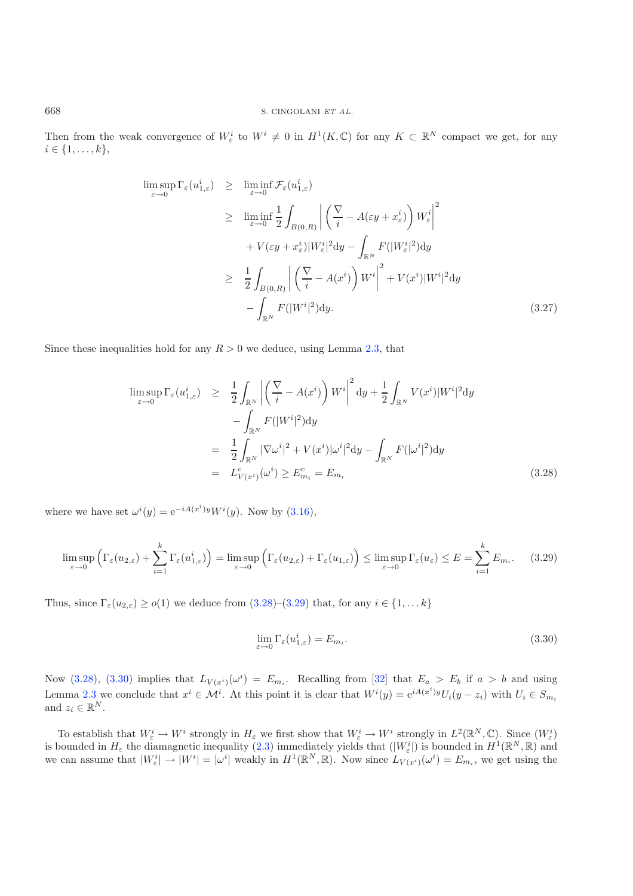Then from the weak convergence of $W_\varepsilon^i$ to $W^i \neq 0$ in $H^1(K,\mathbb{C})$ for any $K \subset \mathbb{R}^N$ compact we get, for any $i \in \{1,\dots,k\}$,

$$
\begin{aligned}
\limsup_{\varepsilon\to 0}\Gamma_\varepsilon(u_{1,\varepsilon}^i) &\geq \liminf_{\varepsilon\to 0}\mathcal{F}_\varepsilon(u_{1,\varepsilon}^i)\\
&\geq \liminf_{\varepsilon\to 0}\frac{1}{2}\int_{B(0,R)}\left|\left(\frac{\nabla}{i}-A(\varepsilon y+x_\varepsilon^i)\right)W_\varepsilon^i\right|^2\\
&\quad + V(\varepsilon y+x_\varepsilon^i)|W_\varepsilon^i|^2\mathrm{d}y - \int_{\mathbb{R}^N}F(|W_\varepsilon^i|^2)\mathrm{d}y\\
&\geq \frac{1}{2}\int_{B(0,R)}\left|\left(\frac{\nabla}{i}-A(x^i)\right)W^i\right|^2 + V(x^i)|W^i|^2\mathrm{d}y\\
&\quad - \int_{\mathbb{R}^N}F(|W^i|^2)\mathrm{d}y.
\end{aligned}
\tag{3.27}
$$

Since these inequalities hold for any $R>0$ we deduce, using Lemma 2.3, that

$$
\begin{aligned}
\limsup_{\varepsilon\to 0}\Gamma_\varepsilon(u_{1,\varepsilon}^i) &\geq \frac{1}{2}\int_{\mathbb{R}^N}\left|\left(\frac{\nabla}{i}-A(x^i)\right)W^i\right|^2\mathrm{d}y + \frac{1}{2}\int_{\mathbb{R}^N}V(x^i)|W^i|^2\mathrm{d}y\\
&\quad - \int_{\mathbb{R}^N}F(|W^i|^2)\mathrm{d}y\\
&= \frac{1}{2}\int_{\mathbb{R}^N}|\nabla\omega^i|^2 + V(x^i)|\omega^i|^2\mathrm{d}y - \int_{\mathbb{R}^N}F(|\omega^i|^2)\mathrm{d}y\\
&= L^c_{V(x^i)}(\omega^i) \geq E^c_{m_i} = E_{m_i}
\end{aligned}
\tag{3.28}
$$

where we have set $\omega^i(y) = \mathrm{e}^{-iA(x^i)y}W^i(y)$. Now by (3.16),

$$
\limsup_{\varepsilon\to 0}\Big(\Gamma_\varepsilon(u_{2,\varepsilon}) + \sum_{i=1}^k\Gamma_\varepsilon(u_{1,\varepsilon}^i)\Big) = \limsup_{\varepsilon\to 0}\Big(\Gamma_\varepsilon(u_{2,\varepsilon}) + \Gamma_\varepsilon(u_{1,\varepsilon})\Big) \leq \limsup_{\varepsilon\to 0}\Gamma_\varepsilon(u_\varepsilon) \leq E = \sum_{i=1}^k E_{m_i}. \tag{3.29}
$$

Thus, since $\Gamma_\varepsilon(u_{2,\varepsilon}) \geq o(1)$ we deduce from (3.28)–(3.29) that, for any $i\in\{1,\dots k\}$

$$
\lim_{\varepsilon\to 0}\Gamma_\varepsilon(u_{1,\varepsilon}^i) = E_{m_i}. \tag{3.30}
$$

Now (3.28), (3.30) implies that $L_{V(x^i)}(\omega^i) = E_{m_i}$. Recalling from [32] that $E_a > E_b$ if $a>b$ and using Lemma 2.3 we conclude that $x^i \in \mathcal{M}^i$. At this point it is clear that $W^i(y) = \mathrm{e}^{iA(x^i)y}U_i(y-z_i)$ with $U_i \in S_{m_i}$ and $z_i \in \mathbb{R}^N$.

To establish that $W_\varepsilon^i \to W^i$ strongly in $H_\varepsilon$ we first show that $W_\varepsilon^i \to W^i$ strongly in $L^2(\mathbb{R}^N,\mathbb{C})$. Since $(W_\varepsilon^i)$ is bounded in $H_\varepsilon$ the diamagnetic inequality (2.3) immediately yields that $(|W_\varepsilon^i|)$ is bounded in $H^1(\mathbb{R}^N,\mathbb{R})$ and we can assume that $|W_\varepsilon^i| \to |W^i| = |\omega^i|$ weakly in $H^1(\mathbb{R}^N,\mathbb{R})$. Now since $L_{V(x^i)}(\omega^i) = E_{m_i}$, we get using the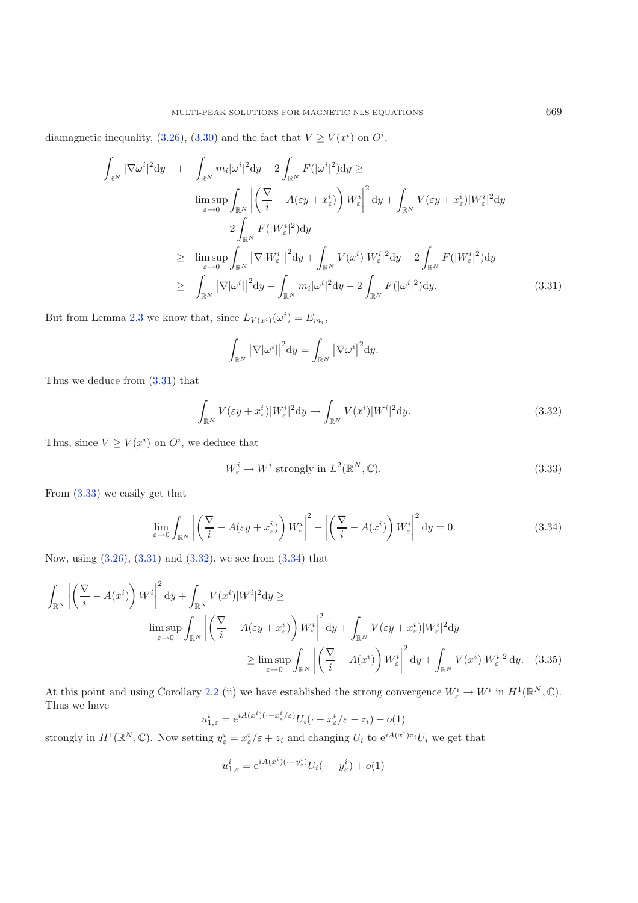diamagnetic inequality, (3.26), (3.30) and the fact that $V \geq V(x^i)$ on $O^i$,

$$
\begin{aligned}
\int_{\mathbb{R}^N} |\nabla \omega^i|^2 \mathrm{d}y \quad + \quad & \int_{\mathbb{R}^N} m_i |\omega^i|^2 \mathrm{d}y - 2\int_{\mathbb{R}^N} F(|\omega^i|^2)\mathrm{d}y \geq \\
& \limsup_{\varepsilon \to 0} \int_{\mathbb{R}^N} \left| \left( \frac{\nabla}{i} - A(\varepsilon y + x_\varepsilon^i) \right) W_\varepsilon^i \right|^2 \mathrm{d}y + \int_{\mathbb{R}^N} V(\varepsilon y + x_\varepsilon^i) |W_\varepsilon^i|^2 \mathrm{d}y \\
& \qquad - 2\int_{\mathbb{R}^N} F(|W_\varepsilon^i|^2)\mathrm{d}y \\
\geq \quad & \limsup_{\varepsilon \to 0} \int_{\mathbb{R}^N} \left|\nabla |W_\varepsilon^i|\right|^2 \mathrm{d}y + \int_{\mathbb{R}^N} V(x^i)|W_\varepsilon^i|^2 \mathrm{d}y - 2\int_{\mathbb{R}^N} F(|W_\varepsilon^i|^2)\mathrm{d}y \\
\geq \quad & \int_{\mathbb{R}^N} \left|\nabla |\omega^i|\right|^2 \mathrm{d}y + \int_{\mathbb{R}^N} m_i |\omega^i|^2 \mathrm{d}y - 2\int_{\mathbb{R}^N} F(|\omega^i|^2)\mathrm{d}y. \qquad (3.31)
\end{aligned}
$$

But from Lemma 2.3 we know that, since $L_{V(x^i)}(\omega^i) = E_{m_i}$,

$$
\int_{\mathbb{R}^N} \left|\nabla |\omega^i|\right|^2 \mathrm{d}y = \int_{\mathbb{R}^N} \left|\nabla \omega^i\right|^2 \mathrm{d}y.
$$

Thus we deduce from (3.31) that

$$
\int_{\mathbb{R}^N} V(\varepsilon y + x_\varepsilon^i)|W_\varepsilon^i|^2 \mathrm{d}y \to \int_{\mathbb{R}^N} V(x^i)|W^i|^2 \mathrm{d}y. \qquad (3.32)
$$

Thus, since $V \geq V(x^i)$ on $O^i$, we deduce that

$$
W_\varepsilon^i \to W^i \text{ strongly in } L^2(\mathbb{R}^N, \mathbb{C}). \qquad (3.33)
$$

From (3.33) we easily get that

$$
\lim_{\varepsilon \to 0} \int_{\mathbb{R}^N} \left| \left( \frac{\nabla}{i} - A(\varepsilon y + x_\varepsilon^i) \right) W_\varepsilon^i \right|^2 - \left| \left( \frac{\nabla}{i} - A(x^i) \right) W_\varepsilon^i \right|^2 \mathrm{d}y = 0. \qquad (3.34)
$$

Now, using (3.26), (3.31) and (3.32), we see from (3.34) that

$$
\begin{aligned}
\int_{\mathbb{R}^N} \left| \left( \frac{\nabla}{i} - A(x^i) \right) W^i \right|^2 \mathrm{d}y + \int_{\mathbb{R}^N} V(x^i)|W^i|^2 \mathrm{d}y \geq & \\
\limsup_{\varepsilon \to 0} \int_{\mathbb{R}^N} \left| \left( \frac{\nabla}{i} - A(\varepsilon y + x_\varepsilon^i) \right) W_\varepsilon^i \right|^2 \mathrm{d}y & + \int_{\mathbb{R}^N} V(\varepsilon y + x_\varepsilon^i)|W_\varepsilon^i|^2 \mathrm{d}y \\
\geq \limsup_{\varepsilon \to 0} \int_{\mathbb{R}^N} & \left| \left( \frac{\nabla}{i} - A(x^i) \right) W_\varepsilon^i \right|^2 \mathrm{d}y + \int_{\mathbb{R}^N} V(x^i)|W_\varepsilon^i|^2 \, \mathrm{d}y. \qquad (3.35)
\end{aligned}
$$

At this point and using Corollary 2.2 (ii) we have established the strong convergence $W_\varepsilon^i \to W^i$ in $H^1(\mathbb{R}^N, \mathbb{C})$. Thus we have

$$
u_{1,\varepsilon}^i = \mathrm{e}^{iA(x^i)(\cdot - x_\varepsilon^i/\varepsilon)} U_i(\cdot - x_\varepsilon^i/\varepsilon - z_i) + o(1)
$$

strongly in $H^1(\mathbb{R}^N, \mathbb{C})$. Now setting $y_\varepsilon^i = x_\varepsilon^i/\varepsilon + z_i$ and changing $U_i$ to $\mathrm{e}^{iA(x^i)z_i}U_i$ we get that

$$
u_{1,\varepsilon}^i = \mathrm{e}^{iA(x^i)(\cdot - y_\varepsilon^i)} U_i(\cdot - y_\varepsilon^i) + o(1)
$$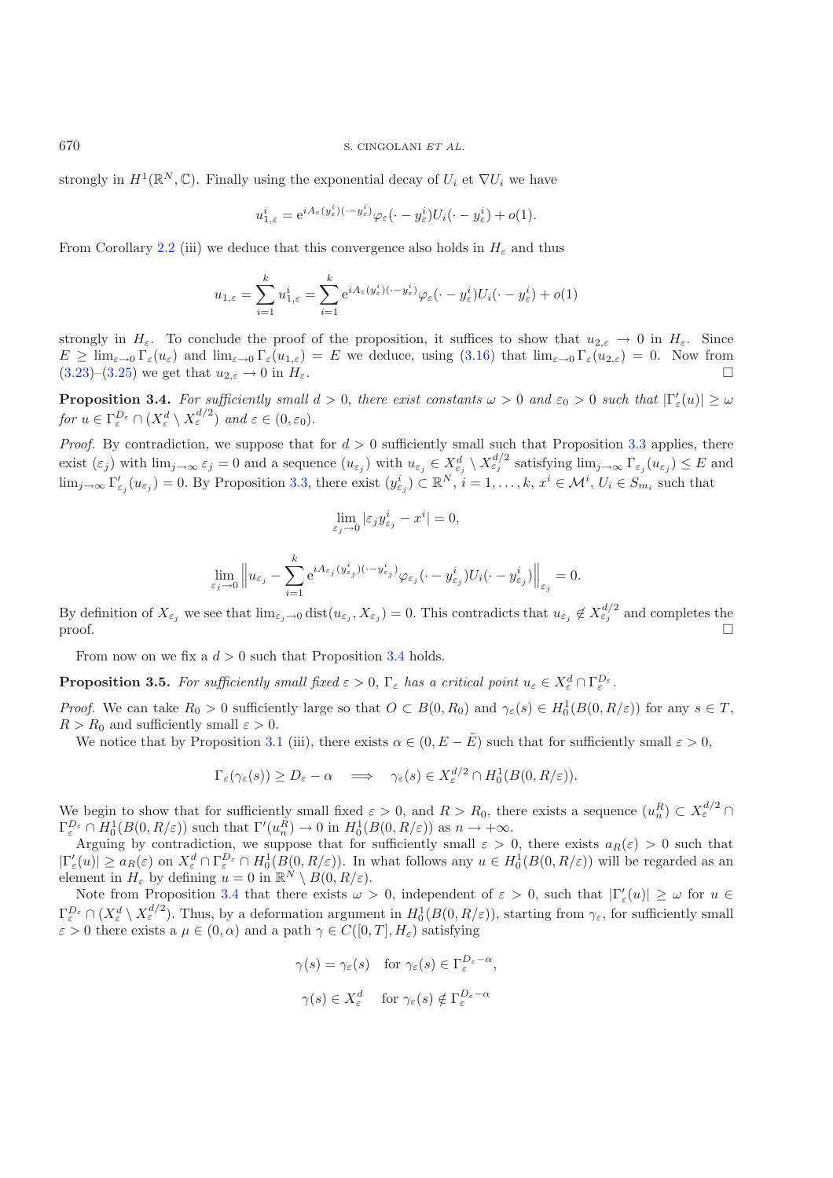strongly in $H^1(\mathbb{R}^N, \mathbb{C})$. Finally using the exponential decay of $U_i$ et $\nabla U_i$ we have

$$u^i_{1,\varepsilon} = \mathrm{e}^{iA_\varepsilon(y^i_\varepsilon)(\cdot - y^i_\varepsilon)} \varphi_\varepsilon(\cdot - y^i_\varepsilon) U_i(\cdot - y^i_\varepsilon) + o(1).$$

From Corollary 2.2 (iii) we deduce that this convergence also holds in $H_\varepsilon$ and thus

$$u_{1,\varepsilon} = \sum_{i=1}^k u^i_{1,\varepsilon} = \sum_{i=1}^k \mathrm{e}^{iA_\varepsilon(y^i_\varepsilon)(\cdot - y^i_\varepsilon)} \varphi_\varepsilon(\cdot - y^i_\varepsilon) U_i(\cdot - y^i_\varepsilon) + o(1)$$

strongly in $H_\varepsilon$. To conclude the proof of the proposition, it suffices to show that $u_{2,\varepsilon} \to 0$ in $H_\varepsilon$. Since $E \geq \lim_{\varepsilon \to 0} \Gamma_\varepsilon(u_\varepsilon)$ and $\lim_{\varepsilon \to 0} \Gamma_\varepsilon(u_{1,\varepsilon}) = E$ we deduce, using (3.16) that $\lim_{\varepsilon \to 0} \Gamma_\varepsilon(u_{2,\varepsilon}) = 0$. Now from (3.23)–(3.25) we get that $u_{2,\varepsilon} \to 0$ in $H_\varepsilon$. □

**Proposition 3.4.** *For sufficiently small $d > 0$, there exist constants $\omega > 0$ and $\varepsilon_0 > 0$ such that $|\Gamma'_\varepsilon(u)| \geq \omega$ for $u \in \Gamma_\varepsilon^{D_\varepsilon} \cap (X^d_\varepsilon \setminus X^{d/2}_\varepsilon)$ and $\varepsilon \in (0, \varepsilon_0)$.*

*Proof.* By contradiction, we suppose that for $d > 0$ sufficiently small such that Proposition 3.3 applies, there exist $(\varepsilon_j)$ with $\lim_{j\to\infty} \varepsilon_j = 0$ and a sequence $(u_{\varepsilon_j})$ with $u_{\varepsilon_j} \in X^d_{\varepsilon_j} \setminus X^{d/2}_{\varepsilon_j}$ satisfying $\lim_{j\to\infty} \Gamma_{\varepsilon_j}(u_{\varepsilon_j}) \leq E$ and $\lim_{j\to\infty} \Gamma'_{\varepsilon_j}(u_{\varepsilon_j}) = 0$. By Proposition 3.3, there exist $(y^i_{\varepsilon_j}) \subset \mathbb{R}^N$, $i = 1, \dots, k$, $x^i \in \mathcal{M}^i$, $U_i \in S_{m_i}$ such that

$$\lim_{\varepsilon_j \to 0} |\varepsilon_j y^i_{\varepsilon_j} - x^i| = 0,$$

$$\lim_{\varepsilon_j \to 0} \left\| u_{\varepsilon_j} - \sum_{i=1}^k \mathrm{e}^{iA_{\varepsilon_j}(y^i_{\varepsilon_j})(\cdot - y^i_{\varepsilon_j})} \varphi_{\varepsilon_j}(\cdot - y^i_{\varepsilon_j}) U_i(\cdot - y^i_{\varepsilon_j}) \right\|_{\varepsilon_j} = 0.$$

By definition of $X_{\varepsilon_j}$ we see that $\lim_{\varepsilon_j \to 0} \mathrm{dist}(u_{\varepsilon_j}, X_{\varepsilon_j}) = 0$. This contradicts that $u_{\varepsilon_j} \notin X^{d/2}_{\varepsilon_j}$ and completes the proof. □

From now on we fix a $d > 0$ such that Proposition 3.4 holds.

**Proposition 3.5.** *For sufficiently small fixed $\varepsilon > 0$, $\Gamma_\varepsilon$ has a critical point $u_\varepsilon \in X^d_\varepsilon \cap \Gamma_\varepsilon^{D_\varepsilon}$.*

*Proof.* We can take $R_0 > 0$ sufficiently large so that $O \subset B(0, R_0)$ and $\gamma_\varepsilon(s) \in H^1_0(B(0, R/\varepsilon))$ for any $s \in T$, $R > R_0$ and sufficiently small $\varepsilon > 0$.

We notice that by Proposition 3.1 (iii), there exists $\alpha \in (0, E - \tilde{E})$ such that for sufficiently small $\varepsilon > 0$,

$$\Gamma_\varepsilon(\gamma_\varepsilon(s)) \geq D_\varepsilon - \alpha \quad \Longrightarrow \quad \gamma_\varepsilon(s) \in X^{d/2}_\varepsilon \cap H^1_0(B(0, R/\varepsilon)).$$

We begin to show that for sufficiently small fixed $\varepsilon > 0$, and $R > R_0$, there exists a sequence $(u^R_n) \subset X^{d/2}_\varepsilon \cap \Gamma_\varepsilon^{D_\varepsilon} \cap H^1_0(B(0, R/\varepsilon))$ such that $\Gamma'(u^R_n) \to 0$ in $H^1_0(B(0, R/\varepsilon))$ as $n \to +\infty$.

Arguing by contradiction, we suppose that for sufficiently small $\varepsilon > 0$, there exists $a_R(\varepsilon) > 0$ such that $|\Gamma'_\varepsilon(u)| \geq a_R(\varepsilon)$ on $X^d_\varepsilon \cap \Gamma_\varepsilon^{D_\varepsilon} \cap H^1_0(B(0, R/\varepsilon))$. In what follows any $u \in H^1_0(B(0, R/\varepsilon))$ will be regarded as an element in $H_\varepsilon$ by defining $u = 0$ in $\mathbb{R}^N \setminus B(0, R/\varepsilon)$.

Note from Proposition 3.4 that there exists $\omega > 0$, independent of $\varepsilon > 0$, such that $|\Gamma'_\varepsilon(u)| \geq \omega$ for $u \in \Gamma_\varepsilon^{D_\varepsilon} \cap (X^d_\varepsilon \setminus X^{d/2}_\varepsilon)$. Thus, by a deformation argument in $H^1_0(B(0, R/\varepsilon))$, starting from $\gamma_\varepsilon$, for sufficiently small $\varepsilon > 0$ there exists a $\mu \in (0, \alpha)$ and a path $\gamma \in C([0, T], H_\varepsilon)$ satisfying

$$\gamma(s) = \gamma_\varepsilon(s) \quad \text{for } \gamma_\varepsilon(s) \in \Gamma_\varepsilon^{D_\varepsilon - \alpha},$$

$$\gamma(s) \in X^d_\varepsilon \quad \text{for } \gamma_\varepsilon(s) \notin \Gamma_\varepsilon^{D_\varepsilon - \alpha}$$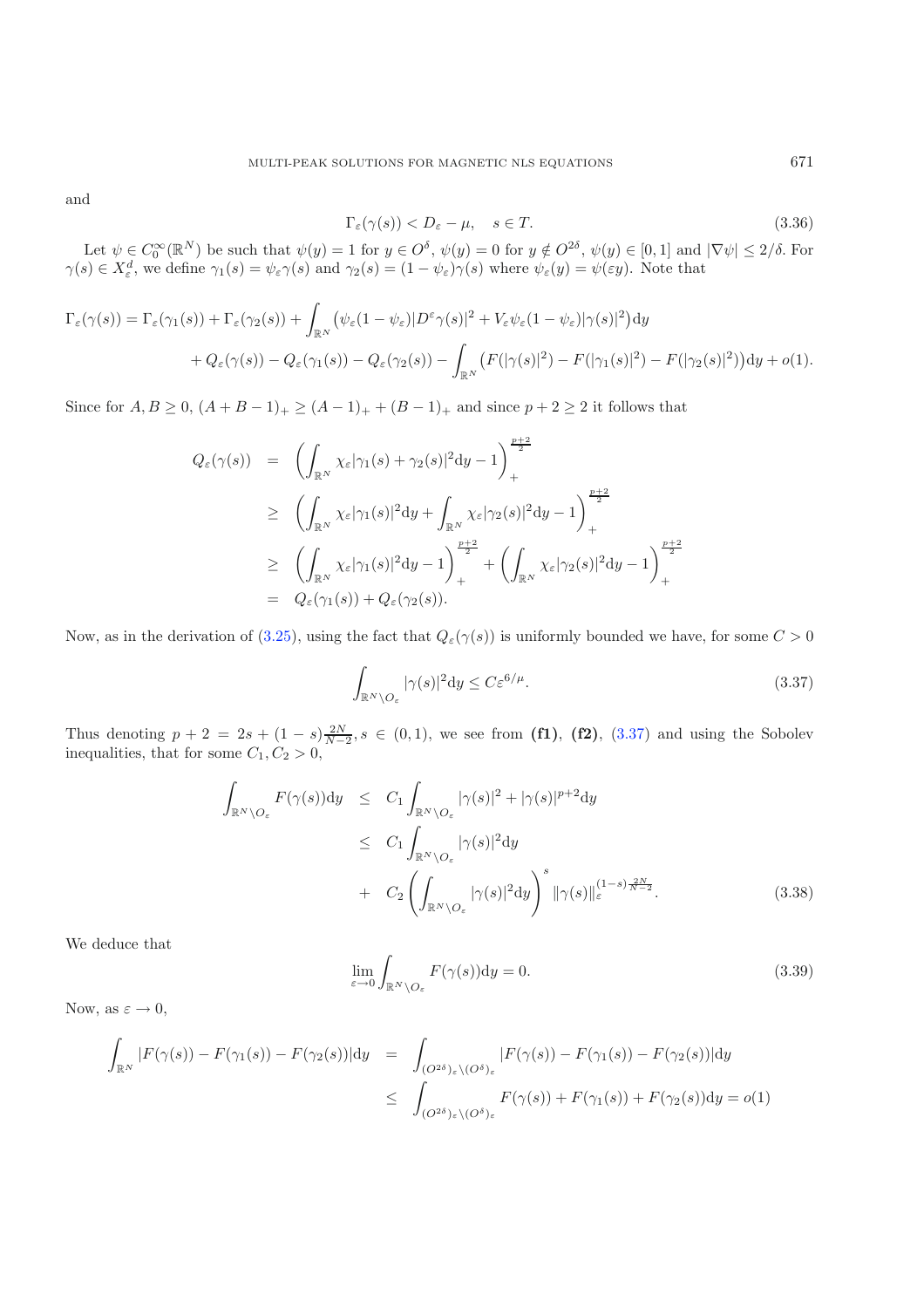and

$$\Gamma_\varepsilon(\gamma(s)) < D_\varepsilon - \mu, \quad s \in T. \tag{3.36}$$

Let $\psi \in C_0^\infty(\mathbb{R}^N)$ be such that $\psi(y) = 1$ for $y \in O^\delta$, $\psi(y) = 0$ for $y \notin O^{2\delta}$, $\psi(y) \in [0,1]$ and $|\nabla \psi| \le 2/\delta$. For $\gamma(s) \in X_\varepsilon^d$, we define $\gamma_1(s) = \psi_\varepsilon \gamma(s)$ and $\gamma_2(s) = (1-\psi_\varepsilon)\gamma(s)$ where $\psi_\varepsilon(y) = \psi(\varepsilon y)$. Note that

$$\Gamma_\varepsilon(\gamma(s)) = \Gamma_\varepsilon(\gamma_1(s)) + \Gamma_\varepsilon(\gamma_2(s)) + \int_{\mathbb{R}^N} \big(\psi_\varepsilon(1-\psi_\varepsilon)|D^\varepsilon \gamma(s)|^2 + V_\varepsilon \psi_\varepsilon(1-\psi_\varepsilon)|\gamma(s)|^2\big)\mathrm{d}y$$
$$+ Q_\varepsilon(\gamma(s)) - Q_\varepsilon(\gamma_1(s)) - Q_\varepsilon(\gamma_2(s)) - \int_{\mathbb{R}^N} \big(F(|\gamma(s)|^2) - F(|\gamma_1(s)|^2) - F(|\gamma_2(s)|^2)\big)\mathrm{d}y + o(1).$$

Since for $A, B \ge 0$, $(A+B-1)_+ \ge (A-1)_+ + (B-1)_+$ and since $p+2 \ge 2$ it follows that

$$\begin{aligned}
Q_\varepsilon(\gamma(s)) &= \left(\int_{\mathbb{R}^N} \chi_\varepsilon |\gamma_1(s) + \gamma_2(s)|^2 \mathrm{d}y - 1\right)_+^{\frac{p+2}{2}} \\
&\ge \left(\int_{\mathbb{R}^N} \chi_\varepsilon |\gamma_1(s)|^2 \mathrm{d}y + \int_{\mathbb{R}^N} \chi_\varepsilon |\gamma_2(s)|^2 \mathrm{d}y - 1\right)_+^{\frac{p+2}{2}} \\
&\ge \left(\int_{\mathbb{R}^N} \chi_\varepsilon |\gamma_1(s)|^2 \mathrm{d}y - 1\right)_+^{\frac{p+2}{2}} + \left(\int_{\mathbb{R}^N} \chi_\varepsilon |\gamma_2(s)|^2 \mathrm{d}y - 1\right)_+^{\frac{p+2}{2}} \\
&= Q_\varepsilon(\gamma_1(s)) + Q_\varepsilon(\gamma_2(s)).
\end{aligned}$$

Now, as in the derivation of (3.25), using the fact that $Q_\varepsilon(\gamma(s))$ is uniformly bounded we have, for some $C > 0$

$$\int_{\mathbb{R}^N \setminus O_\varepsilon} |\gamma(s)|^2 \mathrm{d}y \le C\varepsilon^{6/\mu}. \tag{3.37}$$

Thus denoting $p+2 = 2s + (1-s)\frac{2N}{N-2}, s \in (0,1)$, we see from **(f1)**, **(f2)**, (3.37) and using the Sobolev inequalities, that for some $C_1, C_2 > 0$,

$$\begin{aligned}
\int_{\mathbb{R}^N \setminus O_\varepsilon} F(\gamma(s))\mathrm{d}y &\le C_1 \int_{\mathbb{R}^N \setminus O_\varepsilon} |\gamma(s)|^2 + |\gamma(s)|^{p+2} \mathrm{d}y \\
&\le C_1 \int_{\mathbb{R}^N \setminus O_\varepsilon} |\gamma(s)|^2 \mathrm{d}y \\
&+ C_2 \left(\int_{\mathbb{R}^N \setminus O_\varepsilon} |\gamma(s)|^2 \mathrm{d}y\right)^s \|\gamma(s)\|_\varepsilon^{(1-s)\frac{2N}{N-2}}.
\end{aligned} \tag{3.38}$$

We deduce that

$$\lim_{\varepsilon \to 0} \int_{\mathbb{R}^N \setminus O_\varepsilon} F(\gamma(s))\mathrm{d}y = 0. \tag{3.39}$$

Now, as $\varepsilon \to 0$,

$$\begin{aligned}
\int_{\mathbb{R}^N} |F(\gamma(s)) - F(\gamma_1(s)) - F(\gamma_2(s))|\mathrm{d}y &= \int_{(O^{2\delta})_\varepsilon \setminus (O^\delta)_\varepsilon} |F(\gamma(s)) - F(\gamma_1(s)) - F(\gamma_2(s))|\mathrm{d}y \\
&\le \int_{(O^{2\delta})_\varepsilon \setminus (O^\delta)_\varepsilon} F(\gamma(s)) + F(\gamma_1(s)) + F(\gamma_2(s))\mathrm{d}y = o(1)
\end{aligned}$$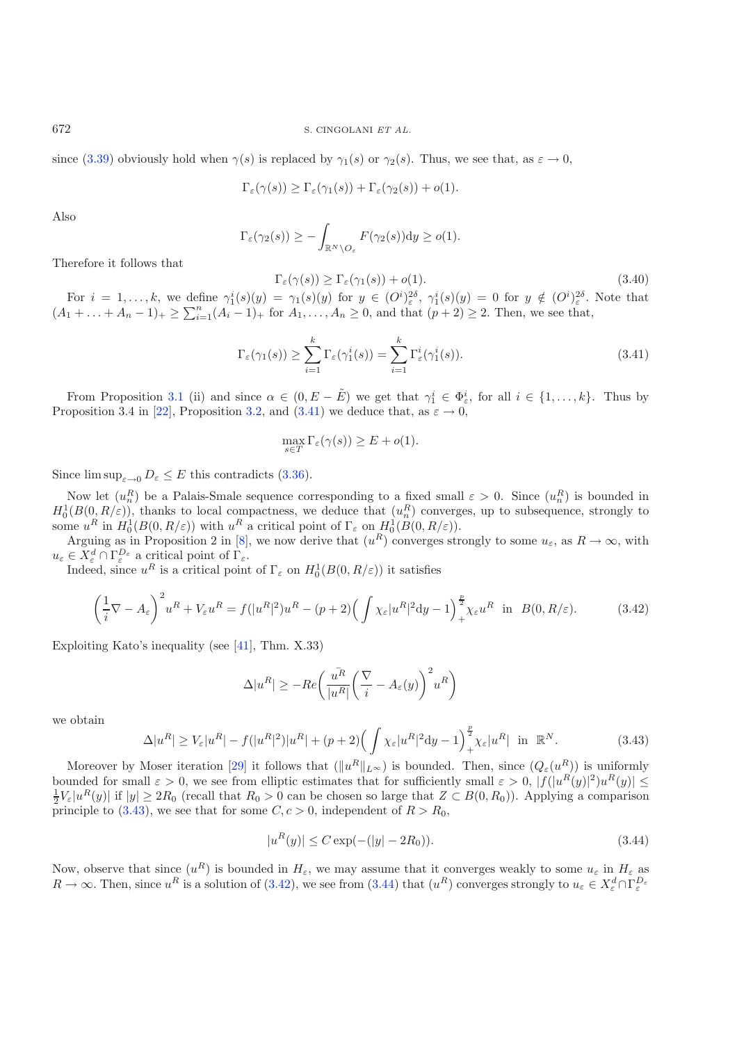since (3.39) obviously hold when $\gamma(s)$ is replaced by $\gamma_1(s)$ or $\gamma_2(s)$. Thus, we see that, as $\varepsilon \to 0$,

$$\Gamma_\varepsilon(\gamma(s)) \geq \Gamma_\varepsilon(\gamma_1(s)) + \Gamma_\varepsilon(\gamma_2(s)) + o(1).$$

Also

$$\Gamma_\varepsilon(\gamma_2(s)) \geq -\int_{\mathbb{R}^N \setminus O_\varepsilon} F(\gamma_2(s))\mathrm{d}y \geq o(1).$$

Therefore it follows that

$$\Gamma_\varepsilon(\gamma(s)) \geq \Gamma_\varepsilon(\gamma_1(s)) + o(1). \tag{3.40}$$

For $i = 1, \ldots, k$, we define $\gamma_1^i(s)(y) = \gamma_1(s)(y)$ for $y \in (O^i)_\varepsilon^{2\delta}$, $\gamma_1^i(s)(y) = 0$ for $y \notin (O^i)_\varepsilon^{2\delta}$. Note that $(A_1 + \ldots + A_n - 1)_+ \geq \sum_{i=1}^n (A_i - 1)_+$ for $A_1, \ldots, A_n \geq 0$, and that $(p+2) \geq 2$. Then, we see that,

$$\Gamma_\varepsilon(\gamma_1(s)) \geq \sum_{i=1}^k \Gamma_\varepsilon(\gamma_1^i(s)) = \sum_{i=1}^k \Gamma_\varepsilon^i(\gamma_1^i(s)). \tag{3.41}$$

From Proposition 3.1 (ii) and since $\alpha \in (0, E - \tilde{E})$ we get that $\gamma_1^i \in \Phi_\varepsilon^i$, for all $i \in \{1, \ldots, k\}$. Thus by Proposition 3.4 in [22], Proposition 3.2, and (3.41) we deduce that, as $\varepsilon \to 0$,

$$\max_{s \in T} \Gamma_\varepsilon(\gamma(s)) \geq E + o(1).$$

Since $\limsup_{\varepsilon \to 0} D_\varepsilon \leq E$ this contradicts (3.36).

Now let $(u_n^R)$ be a Palais-Smale sequence corresponding to a fixed small $\varepsilon > 0$. Since $(u_n^R)$ is bounded in $H_0^1(B(0, R/\varepsilon))$, thanks to local compactness, we deduce that $(u_n^R)$ converges, up to subsequence, strongly to some $u^R$ in $H_0^1(B(0, R/\varepsilon))$ with $u^R$ a critical point of $\Gamma_\varepsilon$ on $H_0^1(B(0, R/\varepsilon))$.

Arguing as in Proposition 2 in [8], we now derive that $(u^R)$ converges strongly to some $u_\varepsilon$, as $R \to \infty$, with $u_\varepsilon \in X_\varepsilon^d \cap \Gamma_\varepsilon^{D_\varepsilon}$ a critical point of $\Gamma_\varepsilon$.

Indeed, since $u^R$ is a critical point of $\Gamma_\varepsilon$ on $H_0^1(B(0, R/\varepsilon))$ it satisfies

$$\left(\frac{1}{i}\nabla - A_\varepsilon\right)^2 u^R + V_\varepsilon u^R = f(|u^R|^2)u^R - (p+2)\Big(\int \chi_\varepsilon |u^R|^2 \mathrm{d}y - 1\Big)_+^{\frac{p}{2}} \chi_\varepsilon u^R \ \text{ in } \ B(0, R/\varepsilon). \tag{3.42}$$

Exploiting Kato's inequality (see [41], Thm. X.33)

$$\Delta |u^R| \geq -Re\left(\frac{\bar{u}^R}{|u^R|}\left(\frac{\nabla}{i} - A_\varepsilon(y)\right)^2 u^R\right)$$

we obtain

$$\Delta |u^R| \geq V_\varepsilon |u^R| - f(|u^R|^2)|u^R| + (p+2)\Big(\int \chi_\varepsilon |u^R|^2 \mathrm{d}y - 1\Big)_+^{\frac{p}{2}} \chi_\varepsilon |u^R| \ \text{ in } \ \mathbb{R}^N. \tag{3.43}$$

Moreover by Moser iteration [29] it follows that $(\|u^R\|_{L^\infty})$ is bounded. Then, since $(Q_\varepsilon(u^R))$ is uniformly bounded for small $\varepsilon > 0$, we see from elliptic estimates that for sufficiently small $\varepsilon > 0$, $|f(|u^R(y)|^2)u^R(y)| \leq \frac{1}{2}V_\varepsilon |u^R(y)|$ if $|y| \geq 2R_0$ (recall that $R_0 > 0$ can be chosen so large that $Z \subset B(0, R_0)$). Applying a comparison principle to (3.43), we see that for some $C, c > 0$, independent of $R > R_0$,

$$|u^R(y)| \leq C\exp(-(|y| - 2R_0)). \tag{3.44}$$

Now, observe that since $(u^R)$ is bounded in $H_\varepsilon$, we may assume that it converges weakly to some $u_\varepsilon$ in $H_\varepsilon$ as $R \to \infty$. Then, since $u^R$ is a solution of (3.42), we see from (3.44) that $(u^R)$ converges strongly to $u_\varepsilon \in X_\varepsilon^d \cap \Gamma_\varepsilon^{D_\varepsilon}$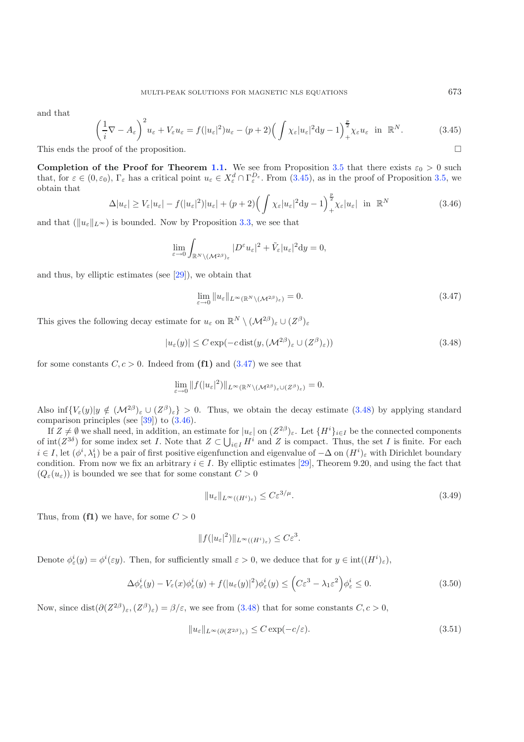and that

$$\left(\frac{1}{i}\nabla - A_\varepsilon\right)^2 u_\varepsilon + V_\varepsilon u_\varepsilon = f(|u_\varepsilon|^2)u_\varepsilon - (p+2)\Big(\int \chi_\varepsilon |u_\varepsilon|^2 \mathrm{d}y - 1\Big)_+^{\frac{p}{2}} \chi_\varepsilon u_\varepsilon \ \text{ in } \ \mathbb{R}^N. \tag{3.45}$$

This ends the proof of the proposition. $\square$

**Completion of the Proof for Theorem 1.1.** We see from Proposition 3.5 that there exists $\varepsilon_0 > 0$ such that, for $\varepsilon \in (0, \varepsilon_0)$, $\Gamma_\varepsilon$ has a critical point $u_\varepsilon \in X_\varepsilon^d \cap \Gamma_\varepsilon^{D_\varepsilon}$. From (3.45), as in the proof of Proposition 3.5, we obtain that

$$\Delta|u_\varepsilon| \geq V_\varepsilon|u_\varepsilon| - f(|u_\varepsilon|^2)|u_\varepsilon| + (p+2)\Big(\int \chi_\varepsilon |u_\varepsilon|^2 \mathrm{d}y - 1\Big)_+^{\frac{p}{2}} \chi_\varepsilon |u_\varepsilon| \ \text{ in } \ \mathbb{R}^N \tag{3.46}$$

and that $(\|u_\varepsilon\|_{L^\infty})$ is bounded. Now by Proposition 3.3, we see that

$$\lim_{\varepsilon\to 0} \int_{\mathbb{R}^N \setminus (\mathcal{M}^{2\beta})_\varepsilon} |D^\varepsilon u_\varepsilon|^2 + \tilde{V}_\varepsilon |u_\varepsilon|^2 \mathrm{d}y = 0,$$

and thus, by elliptic estimates (see [29]), we obtain that

$$\lim_{\varepsilon\to 0} \|u_\varepsilon\|_{L^\infty(\mathbb{R}^N \setminus (\mathcal{M}^{2\beta})_\varepsilon)} = 0. \tag{3.47}$$

This gives the following decay estimate for $u_\varepsilon$ on $\mathbb{R}^N \setminus (\mathcal{M}^{2\beta})_\varepsilon \cup (Z^\beta)_\varepsilon$

$$|u_\varepsilon(y)| \leq C \exp(-c\,\mathrm{dist}(y, (\mathcal{M}^{2\beta})_\varepsilon \cup (Z^\beta)_\varepsilon)) \tag{3.48}$$

for some constants $C, c > 0$. Indeed from **(f1)** and (3.47) we see that

$$\lim_{\varepsilon\to 0} \|f(|u_\varepsilon|^2)\|_{L^\infty(\mathbb{R}^N \setminus (\mathcal{M}^{2\beta})_\varepsilon \cup (Z^\beta)_\varepsilon)} = 0.$$

Also $\inf\{V_\varepsilon(y) | y \notin (\mathcal{M}^{2\beta})_\varepsilon \cup (Z^\beta)_\varepsilon\} > 0$. Thus, we obtain the decay estimate (3.48) by applying standard comparison principles (see [39]) to (3.46).

If $Z \neq \emptyset$ we shall need, in addition, an estimate for $|u_\varepsilon|$ on $(Z^{2\beta})_\varepsilon$. Let $\{H^i\}_{i\in I}$ be the connected components of $\mathrm{int}(Z^{3\delta})$ for some index set $I$. Note that $Z \subset \bigcup_{i\in I} H^i$ and $Z$ is compact. Thus, the set $I$ is finite. For each $i \in I$, let $(\phi^i, \lambda_1^i)$ be a pair of first positive eigenfunction and eigenvalue of $-\Delta$ on $(H^i)_\varepsilon$ with Dirichlet boundary condition. From now we fix an arbitrary $i \in I$. By elliptic estimates [29], Theorem 9.20, and using the fact that $(Q_\varepsilon(u_\varepsilon))$ is bounded we see that for some constant $C > 0$

$$\|u_\varepsilon\|_{L^\infty((H^i)_\varepsilon)} \leq C\varepsilon^{3/\mu}. \tag{3.49}$$

Thus, from **(f1)** we have, for some $C > 0$

$$\|f(|u_\varepsilon|^2)\|_{L^\infty((H^i)_\varepsilon)} \leq C\varepsilon^3.$$

Denote $\phi_\varepsilon^i(y) = \phi^i(\varepsilon y)$. Then, for sufficiently small $\varepsilon > 0$, we deduce that for $y \in \mathrm{int}((H^i)_\varepsilon)$,

$$\Delta\phi_\varepsilon^i(y) - V_\varepsilon(x)\phi_\varepsilon^i(y) + f(|u_\varepsilon(y)|^2)\phi_\varepsilon^i(y) \leq \Big(C\varepsilon^3 - \lambda_1\varepsilon^2\Big)\phi_\varepsilon^i \leq 0. \tag{3.50}$$

Now, since $\mathrm{dist}(\partial(Z^{2\beta})_\varepsilon, (Z^\beta)_\varepsilon) = \beta/\varepsilon$, we see from (3.48) that for some constants $C, c > 0$,

$$\|u_\varepsilon\|_{L^\infty(\partial(Z^{2\beta})_\varepsilon)} \leq C\exp(-c/\varepsilon). \tag{3.51}$$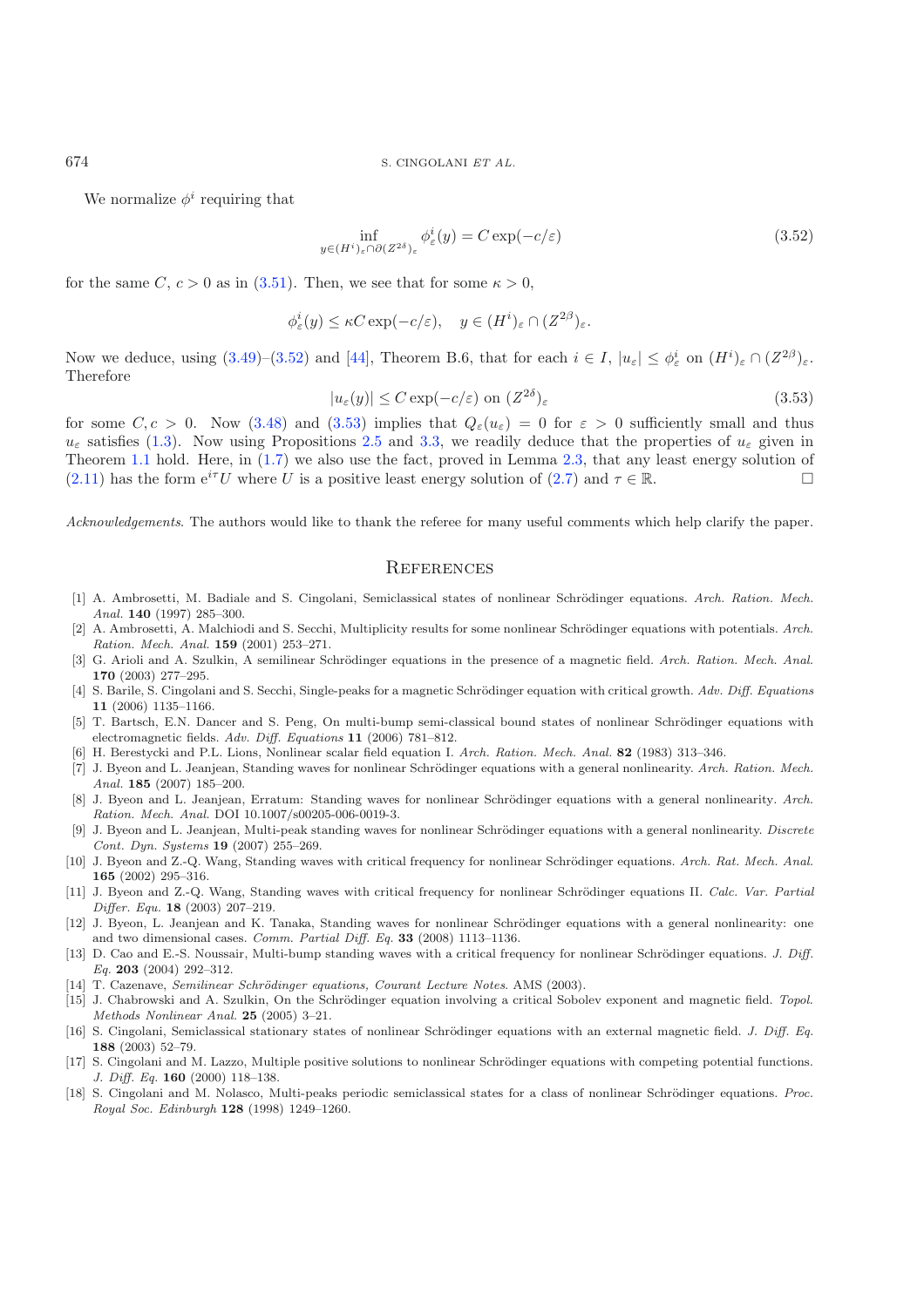We normalize $\phi^i$ requiring that

$$\inf_{y\in(H^i)_\varepsilon\cap\partial(Z^{2\delta})_\varepsilon}\phi^i_\varepsilon(y)=C\exp(-c/\varepsilon) \tag{3.52}$$

for the same $C$, $c>0$ as in (3.51). Then, we see that for some $\kappa>0$,

$$\phi^i_\varepsilon(y)\le\kappa C\exp(-c/\varepsilon),\quad y\in(H^i)_\varepsilon\cap(Z^{2\beta})_\varepsilon.$$

Now we deduce, using (3.49)–(3.52) and [44], Theorem B.6, that for each $i\in I$, $|u_\varepsilon|\le\phi^i_\varepsilon$ on $(H^i)_\varepsilon\cap(Z^{2\beta})_\varepsilon$. Therefore

$$|u_\varepsilon(y)|\le C\exp(-c/\varepsilon)\text{ on }(Z^{2\delta})_\varepsilon \tag{3.53}$$

for some $C,c>0$. Now (3.48) and (3.53) implies that $Q_\varepsilon(u_\varepsilon)=0$ for $\varepsilon>0$ sufficiently small and thus $u_\varepsilon$ satisfies (1.3). Now using Propositions 2.5 and 3.3, we readily deduce that the properties of $u_\varepsilon$ given in Theorem 1.1 hold. Here, in (1.7) we also use the fact, proved in Lemma 2.3, that any least energy solution of (2.11) has the form $e^{i\tau}U$ where $U$ is a positive least energy solution of (2.7) and $\tau\in\mathbb{R}$. □

*Acknowledgements*. The authors would like to thank the referee for many useful comments which help clarify the paper.

## References

[1] A. Ambrosetti, M. Badiale and S. Cingolani, Semiclassical states of nonlinear Schrödinger equations. *Arch. Ration. Mech. Anal.* **140** (1997) 285–300.

[2] A. Ambrosetti, A. Malchiodi and S. Secchi, Multiplicity results for some nonlinear Schrödinger equations with potentials. *Arch. Ration. Mech. Anal.* **159** (2001) 253–271.

[3] G. Arioli and A. Szulkin, A semilinear Schrödinger equations in the presence of a magnetic field. *Arch. Ration. Mech. Anal.* **170** (2003) 277–295.

[4] S. Barile, S. Cingolani and S. Secchi, Single-peaks for a magnetic Schrödinger equation with critical growth. *Adv. Diff. Equations* **11** (2006) 1135–1166.

[5] T. Bartsch, E.N. Dancer and S. Peng, On multi-bump semi-classical bound states of nonlinear Schrödinger equations with electromagnetic fields. *Adv. Diff. Equations* **11** (2006) 781–812.

[6] H. Berestycki and P.L. Lions, Nonlinear scalar field equation I. *Arch. Ration. Mech. Anal.* **82** (1983) 313–346.

[7] J. Byeon and L. Jeanjean, Standing waves for nonlinear Schrödinger equations with a general nonlinearity. *Arch. Ration. Mech. Anal.* **185** (2007) 185–200.

[8] J. Byeon and L. Jeanjean, Erratum: Standing waves for nonlinear Schrödinger equations with a general nonlinearity. *Arch. Ration. Mech. Anal.* DOI 10.1007/s00205-006-0019-3.

[9] J. Byeon and L. Jeanjean, Multi-peak standing waves for nonlinear Schrödinger equations with a general nonlinearity. *Discrete Cont. Dyn. Systems* **19** (2007) 255–269.

[10] J. Byeon and Z.-Q. Wang, Standing waves with critical frequency for nonlinear Schrödinger equations. *Arch. Rat. Mech. Anal.* **165** (2002) 295–316.

[11] J. Byeon and Z.-Q. Wang, Standing waves with critical frequency for nonlinear Schrödinger equations II. *Calc. Var. Partial Differ. Equ.* **18** (2003) 207–219.

[12] J. Byeon, L. Jeanjean and K. Tanaka, Standing waves for nonlinear Schrödinger equations with a general nonlinearity: one and two dimensional cases. *Comm. Partial Diff. Eq.* **33** (2008) 1113–1136.

[13] D. Cao and E.-S. Noussair, Multi-bump standing waves with a critical frequency for nonlinear Schrödinger equations. *J. Diff. Eq.* **203** (2004) 292–312.

[14] T. Cazenave, *Semilinear Schrödinger equations, Courant Lecture Notes*. AMS (2003).

[15] J. Chabrowski and A. Szulkin, On the Schrödinger equation involving a critical Sobolev exponent and magnetic field. *Topol. Methods Nonlinear Anal.* **25** (2005) 3–21.

[16] S. Cingolani, Semiclassical stationary states of nonlinear Schrödinger equations with an external magnetic field. *J. Diff. Eq.* **188** (2003) 52–79.

[17] S. Cingolani and M. Lazzo, Multiple positive solutions to nonlinear Schrödinger equations with competing potential functions. *J. Diff. Eq.* **160** (2000) 118–138.

[18] S. Cingolani and M. Nolasco, Multi-peaks periodic semiclassical states for a class of nonlinear Schrödinger equations. *Proc. Royal Soc. Edinburgh* **128** (1998) 1249–1260.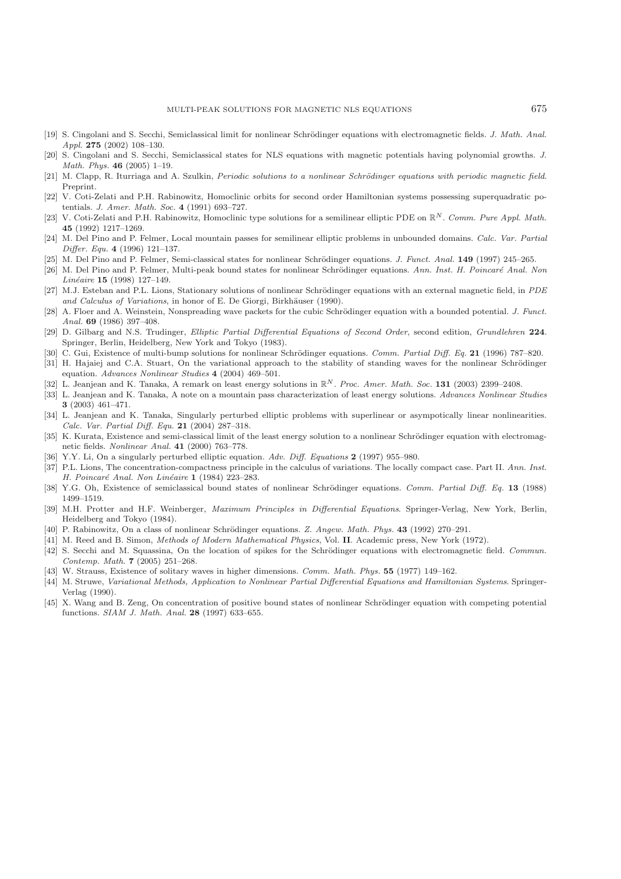[19] S. Cingolani and S. Secchi, Semiclassical limit for nonlinear Schrödinger equations with electromagnetic fields. *J. Math. Anal. Appl.* **275** (2002) 108–130.

[20] S. Cingolani and S. Secchi, Semiclassical states for NLS equations with magnetic potentials having polynomial growths. *J. Math. Phys.* **46** (2005) 1–19.

[21] M. Clapp, R. Iturriaga and A. Szulkin, *Periodic solutions to a nonlinear Schrödinger equations with periodic magnetic field*. Preprint.

[22] V. Coti-Zelati and P.H. Rabinowitz, Homoclinic orbits for second order Hamiltonian systems possessing superquadratic potentials. *J. Amer. Math. Soc.* **4** (1991) 693–727.

[23] V. Coti-Zelati and P.H. Rabinowitz, Homoclinic type solutions for a semilinear elliptic PDE on $\mathbb{R}^N$. *Comm. Pure Appl. Math.* **45** (1992) 1217–1269.

[24] M. Del Pino and P. Felmer, Local mountain passes for semilinear elliptic problems in unbounded domains. *Calc. Var. Partial Differ. Equ.* **4** (1996) 121–137.

[25] M. Del Pino and P. Felmer, Semi-classical states for nonlinear Schrödinger equations. *J. Funct. Anal.* **149** (1997) 245–265.

[26] M. Del Pino and P. Felmer, Multi-peak bound states for nonlinear Schrödinger equations. *Ann. Inst. H. Poincaré Anal. Non Linéaire* **15** (1998) 127–149.

[27] M.J. Esteban and P.L. Lions, Stationary solutions of nonlinear Schrödinger equations with an external magnetic field, in *PDE and Calculus of Variations*, in honor of E. De Giorgi, Birkhäuser (1990).

[28] A. Floer and A. Weinstein, Nonspreading wave packets for the cubic Schrödinger equation with a bounded potential. *J. Funct. Anal.* **69** (1986) 397–408.

[29] D. Gilbarg and N.S. Trudinger, *Elliptic Partial Differential Equations of Second Order*, second edition, *Grundlehren* **224**. Springer, Berlin, Heidelberg, New York and Tokyo (1983).

[30] C. Gui, Existence of multi-bump solutions for nonlinear Schrödinger equations. *Comm. Partial Diff. Eq.* **21** (1996) 787–820.

[31] H. Hajaiej and C.A. Stuart, On the variational approach to the stability of standing waves for the nonlinear Schrödinger equation. *Advances Nonlinear Studies* **4** (2004) 469–501.

[32] L. Jeanjean and K. Tanaka, A remark on least energy solutions in $\mathbb{R}^N$. *Proc. Amer. Math. Soc.* **131** (2003) 2399–2408.

[33] L. Jeanjean and K. Tanaka, A note on a mountain pass characterization of least energy solutions. *Advances Nonlinear Studies* **3** (2003) 461–471.

[34] L. Jeanjean and K. Tanaka, Singularly perturbed elliptic problems with superlinear or asympotically linear nonlinearities. *Calc. Var. Partial Diff. Equ.* **21** (2004) 287–318.

[35] K. Kurata, Existence and semi-classical limit of the least energy solution to a nonlinear Schrödinger equation with electromagnetic fields. *Nonlinear Anal.* **41** (2000) 763–778.

[36] Y.Y. Li, On a singularly perturbed elliptic equation. *Adv. Diff. Equations* **2** (1997) 955–980.

[37] P.L. Lions, The concentration-compactness principle in the calculus of variations. The locally compact case. Part II. *Ann. Inst. H. Poincaré Anal. Non Linéaire* **1** (1984) 223–283.

[38] Y.G. Oh, Existence of semiclassical bound states of nonlinear Schrödinger equations. *Comm. Partial Diff. Eq.* **13** (1988) 1499–1519.

[39] M.H. Protter and H.F. Weinberger, *Maximum Principles in Differential Equations*. Springer-Verlag, New York, Berlin, Heidelberg and Tokyo (1984).

[40] P. Rabinowitz, On a class of nonlinear Schrödinger equations. *Z. Angew. Math. Phys.* **43** (1992) 270–291.

[41] M. Reed and B. Simon, *Methods of Modern Mathematical Physics*, Vol. **II**. Academic press, New York (1972).

[42] S. Secchi and M. Squassina, On the location of spikes for the Schrödinger equations with electromagnetic field. *Commun. Contemp. Math.* **7** (2005) 251–268.

[43] W. Strauss, Existence of solitary waves in higher dimensions. *Comm. Math. Phys.* **55** (1977) 149–162.

[44] M. Struwe, *Variational Methods, Application to Nonlinear Partial Differential Equations and Hamiltonian Systems*. Springer-Verlag (1990).

[45] X. Wang and B. Zeng, On concentration of positive bound states of nonlinear Schrödinger equation with competing potential functions. *SIAM J. Math. Anal.* **28** (1997) 633–655.